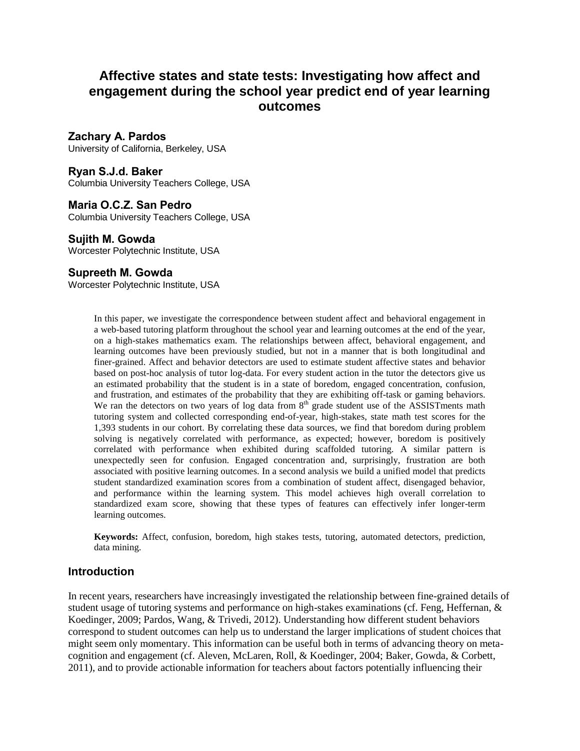# Affective states and state tests: Investigating how affect and engagement during the school year predict end of year learning outcomes

**Zachary A. Pardos**
University of California, Berkeley, USA

**Ryan S.J.d. Baker**
Columbia University Teachers College, USA

**Maria O.C.Z. San Pedro**
Columbia University Teachers College, USA

**Sujith M. Gowda**
Worcester Polytechnic Institute, USA

**Supreeth M. Gowda**
Worcester Polytechnic Institute, USA

In this paper, we investigate the correspondence between student affect and behavioral engagement in a web-based tutoring platform throughout the school year and learning outcomes at the end of the year, on a high-stakes mathematics exam. The relationships between affect, behavioral engagement, and learning outcomes have been previously studied, but not in a manner that is both longitudinal and finer-grained. Affect and behavior detectors are used to estimate student affective states and behavior based on post-hoc analysis of tutor log-data. For every student action in the tutor the detectors give us an estimated probability that the student is in a state of boredom, engaged concentration, confusion, and frustration, and estimates of the probability that they are exhibiting off-task or gaming behaviors. We ran the detectors on two years of log data from 8th grade student use of the ASSISTments math tutoring system and collected corresponding end-of-year, high-stakes, state math test scores for the 1,393 students in our cohort. By correlating these data sources, we find that boredom during problem solving is negatively correlated with performance, as expected; however, boredom is positively correlated with performance when exhibited during scaffolded tutoring. A similar pattern is unexpectedly seen for confusion. Engaged concentration and, surprisingly, frustration are both associated with positive learning outcomes. In a second analysis we build a unified model that predicts student standardized examination scores from a combination of student affect, disengaged behavior, and performance within the learning system. This model achieves high overall correlation to standardized exam score, showing that these types of features can effectively infer longer-term learning outcomes.

**Keywords:** Affect, confusion, boredom, high stakes tests, tutoring, automated detectors, prediction, data mining.

## Introduction

In recent years, researchers have increasingly investigated the relationship between fine-grained details of student usage of tutoring systems and performance on high-stakes examinations (cf. Feng, Heffernan, & Koedinger, 2009; Pardos, Wang, & Trivedi, 2012). Understanding how different student behaviors correspond to student outcomes can help us to understand the larger implications of student choices that might seem only momentary. This information can be useful both in terms of advancing theory on meta-cognition and engagement (cf. Aleven, McLaren, Roll, & Koedinger, 2004; Baker, Gowda, & Corbett, 2011), and to provide actionable information for teachers about factors potentially influencing their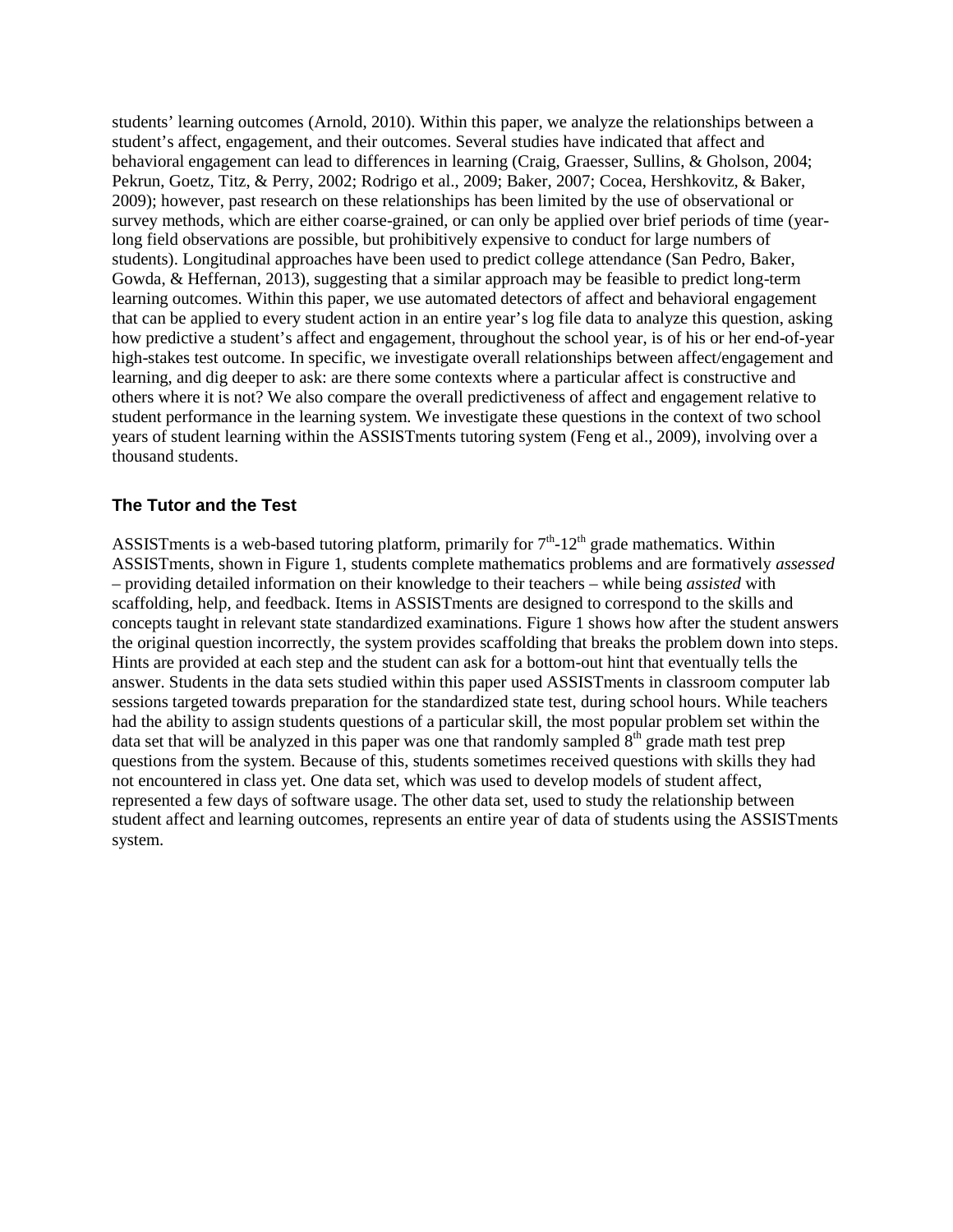students' learning outcomes (Arnold, 2010). Within this paper, we analyze the relationships between a student's affect, engagement, and their outcomes. Several studies have indicated that affect and behavioral engagement can lead to differences in learning (Craig, Graesser, Sullins, & Gholson, 2004; Pekrun, Goetz, Titz, & Perry, 2002; Rodrigo et al., 2009; Baker, 2007; Cocea, Hershkovitz, & Baker, 2009); however, past research on these relationships has been limited by the use of observational or survey methods, which are either coarse-grained, or can only be applied over brief periods of time (year-long field observations are possible, but prohibitively expensive to conduct for large numbers of students). Longitudinal approaches have been used to predict college attendance (San Pedro, Baker, Gowda, & Heffernan, 2013), suggesting that a similar approach may be feasible to predict long-term learning outcomes. Within this paper, we use automated detectors of affect and behavioral engagement that can be applied to every student action in an entire year's log file data to analyze this question, asking how predictive a student's affect and engagement, throughout the school year, is of his or her end-of-year high-stakes test outcome. In specific, we investigate overall relationships between affect/engagement and learning, and dig deeper to ask: are there some contexts where a particular affect is constructive and others where it is not? We also compare the overall predictiveness of affect and engagement relative to student performance in the learning system. We investigate these questions in the context of two school years of student learning within the ASSISTments tutoring system (Feng et al., 2009), involving over a thousand students.

## The Tutor and the Test

ASSISTments is a web-based tutoring platform, primarily for 7th-12th grade mathematics. Within ASSISTments, shown in Figure 1, students complete mathematics problems and are formatively *assessed* – providing detailed information on their knowledge to their teachers – while being *assisted* with scaffolding, help, and feedback. Items in ASSISTments are designed to correspond to the skills and concepts taught in relevant state standardized examinations. Figure 1 shows how after the student answers the original question incorrectly, the system provides scaffolding that breaks the problem down into steps. Hints are provided at each step and the student can ask for a bottom-out hint that eventually tells the answer. Students in the data sets studied within this paper used ASSISTments in classroom computer lab sessions targeted towards preparation for the standardized state test, during school hours. While teachers had the ability to assign students questions of a particular skill, the most popular problem set within the data set that will be analyzed in this paper was one that randomly sampled 8th grade math test prep questions from the system. Because of this, students sometimes received questions with skills they had not encountered in class yet. One data set, which was used to develop models of student affect, represented a few days of software usage. The other data set, used to study the relationship between student affect and learning outcomes, represents an entire year of data of students using the ASSISTments system.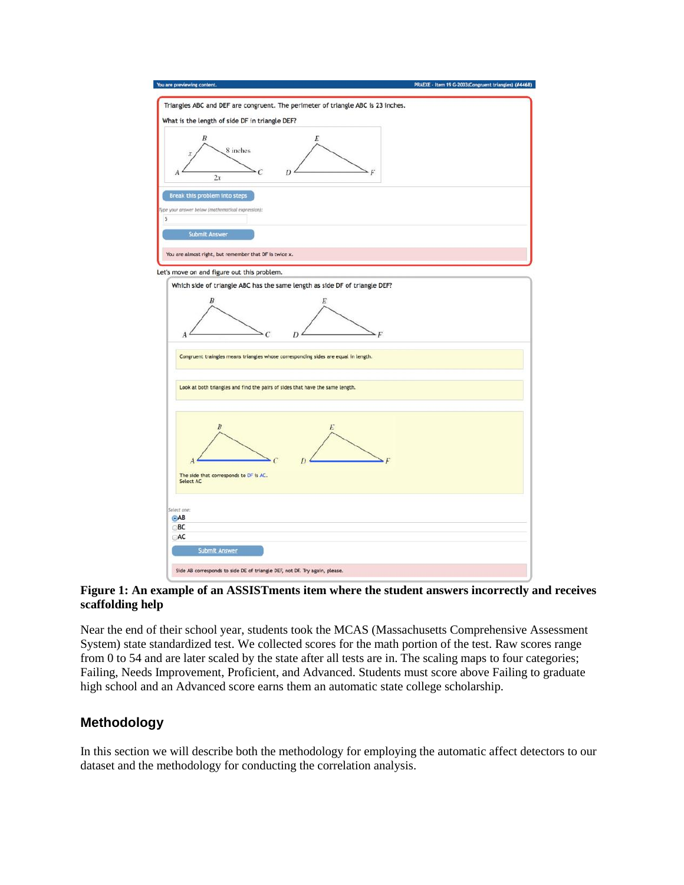**Figure 1: An example of an ASSISTments item where the student answers incorrectly and receives scaffolding help**

Near the end of their school year, students took the MCAS (Massachusetts Comprehensive Assessment System) state standardized test. We collected scores for the math portion of the test. Raw scores range from 0 to 54 and are later scaled by the state after all tests are in. The scaling maps to four categories; Failing, Needs Improvement, Proficient, and Advanced. Students must score above Failing to graduate high school and an Advanced score earns them an automatic state college scholarship.

## Methodology

In this section we will describe both the methodology for employing the automatic affect detectors to our dataset and the methodology for conducting the correlation analysis.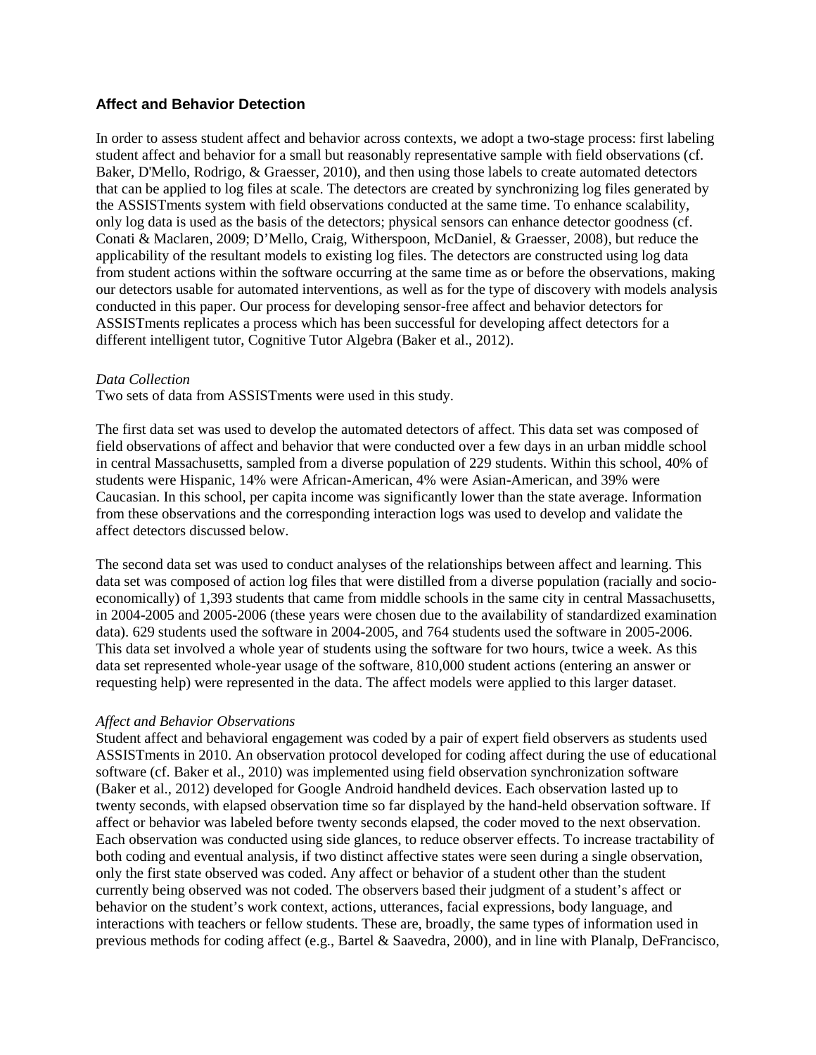## Affect and Behavior Detection

In order to assess student affect and behavior across contexts, we adopt a two-stage process: first labeling student affect and behavior for a small but reasonably representative sample with field observations (cf. Baker, D'Mello, Rodrigo, & Graesser, 2010), and then using those labels to create automated detectors that can be applied to log files at scale. The detectors are created by synchronizing log files generated by the ASSISTments system with field observations conducted at the same time. To enhance scalability, only log data is used as the basis of the detectors; physical sensors can enhance detector goodness (cf. Conati & Maclaren, 2009; D'Mello, Craig, Witherspoon, McDaniel, & Graesser, 2008), but reduce the applicability of the resultant models to existing log files. The detectors are constructed using log data from student actions within the software occurring at the same time as or before the observations, making our detectors usable for automated interventions, as well as for the type of discovery with models analysis conducted in this paper. Our process for developing sensor-free affect and behavior detectors for ASSISTments replicates a process which has been successful for developing affect detectors for a different intelligent tutor, Cognitive Tutor Algebra (Baker et al., 2012).

*Data Collection*

Two sets of data from ASSISTments were used in this study.

The first data set was used to develop the automated detectors of affect. This data set was composed of field observations of affect and behavior that were conducted over a few days in an urban middle school in central Massachusetts, sampled from a diverse population of 229 students. Within this school, 40% of students were Hispanic, 14% were African-American, 4% were Asian-American, and 39% were Caucasian. In this school, per capita income was significantly lower than the state average. Information from these observations and the corresponding interaction logs was used to develop and validate the affect detectors discussed below.

The second data set was used to conduct analyses of the relationships between affect and learning. This data set was composed of action log files that were distilled from a diverse population (racially and socio-economically) of 1,393 students that came from middle schools in the same city in central Massachusetts, in 2004-2005 and 2005-2006 (these years were chosen due to the availability of standardized examination data). 629 students used the software in 2004-2005, and 764 students used the software in 2005-2006. This data set involved a whole year of students using the software for two hours, twice a week. As this data set represented whole-year usage of the software, 810,000 student actions (entering an answer or requesting help) were represented in the data. The affect models were applied to this larger dataset.

*Affect and Behavior Observations*

Student affect and behavioral engagement was coded by a pair of expert field observers as students used ASSISTments in 2010. An observation protocol developed for coding affect during the use of educational software (cf. Baker et al., 2010) was implemented using field observation synchronization software (Baker et al., 2012) developed for Google Android handheld devices. Each observation lasted up to twenty seconds, with elapsed observation time so far displayed by the hand-held observation software. If affect or behavior was labeled before twenty seconds elapsed, the coder moved to the next observation. Each observation was conducted using side glances, to reduce observer effects. To increase tractability of both coding and eventual analysis, if two distinct affective states were seen during a single observation, only the first state observed was coded. Any affect or behavior of a student other than the student currently being observed was not coded. The observers based their judgment of a student's affect or behavior on the student's work context, actions, utterances, facial expressions, body language, and interactions with teachers or fellow students. These are, broadly, the same types of information used in previous methods for coding affect (e.g., Bartel & Saavedra, 2000), and in line with Planalp, DeFrancisco,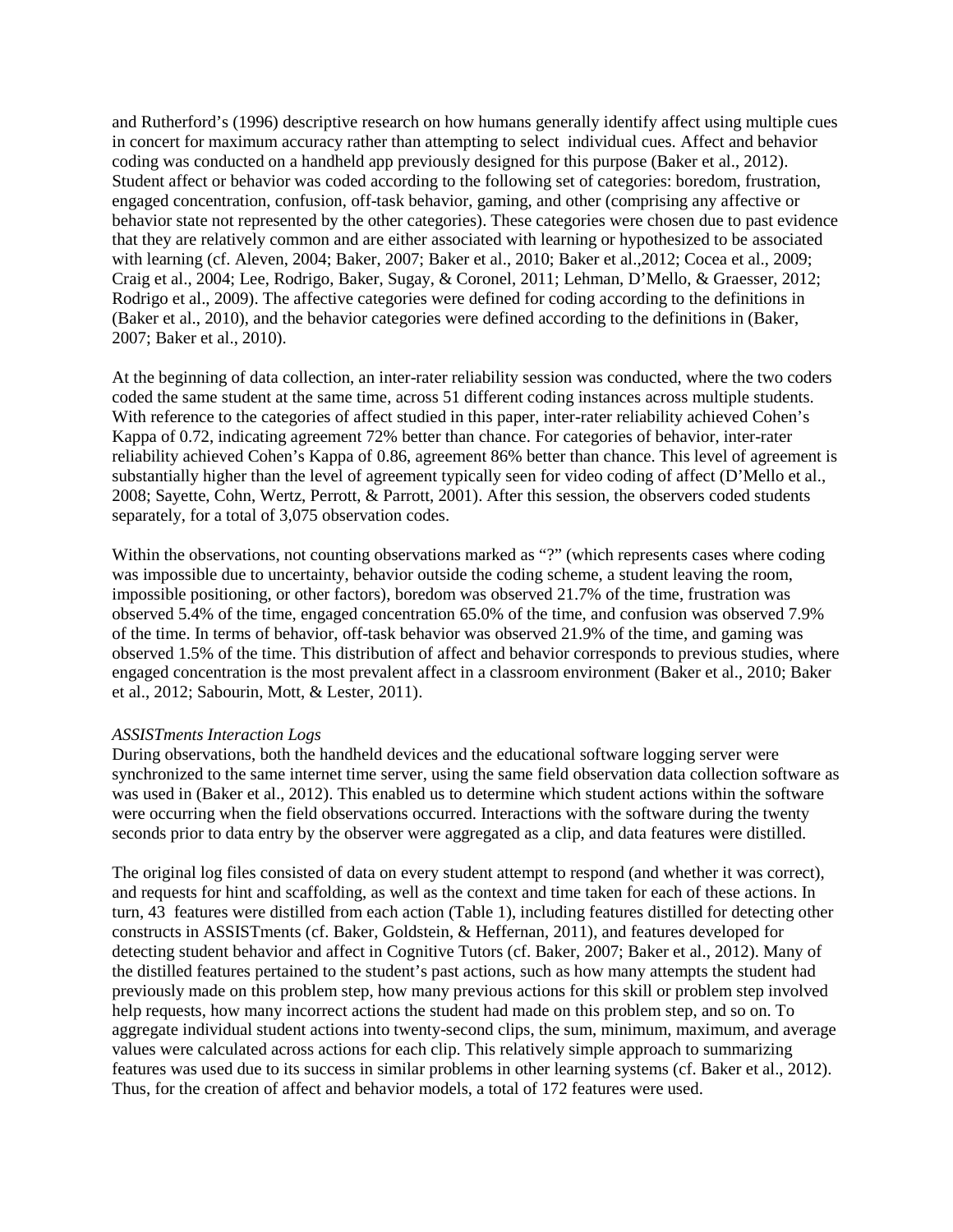and Rutherford's (1996) descriptive research on how humans generally identify affect using multiple cues in concert for maximum accuracy rather than attempting to select individual cues. Affect and behavior coding was conducted on a handheld app previously designed for this purpose (Baker et al., 2012). Student affect or behavior was coded according to the following set of categories: boredom, frustration, engaged concentration, confusion, off-task behavior, gaming, and other (comprising any affective or behavior state not represented by the other categories). These categories were chosen due to past evidence that they are relatively common and are either associated with learning or hypothesized to be associated with learning (cf. Aleven, 2004; Baker, 2007; Baker et al., 2010; Baker et al.,2012; Cocea et al., 2009; Craig et al., 2004; Lee, Rodrigo, Baker, Sugay, & Coronel, 2011; Lehman, D'Mello, & Graesser, 2012; Rodrigo et al., 2009). The affective categories were defined for coding according to the definitions in (Baker et al., 2010), and the behavior categories were defined according to the definitions in (Baker, 2007; Baker et al., 2010).

At the beginning of data collection, an inter-rater reliability session was conducted, where the two coders coded the same student at the same time, across 51 different coding instances across multiple students. With reference to the categories of affect studied in this paper, inter-rater reliability achieved Cohen's Kappa of 0.72, indicating agreement 72% better than chance. For categories of behavior, inter-rater reliability achieved Cohen's Kappa of 0.86, agreement 86% better than chance. This level of agreement is substantially higher than the level of agreement typically seen for video coding of affect (D'Mello et al., 2008; Sayette, Cohn, Wertz, Perrott, & Parrott, 2001). After this session, the observers coded students separately, for a total of 3,075 observation codes.

Within the observations, not counting observations marked as "?" (which represents cases where coding was impossible due to uncertainty, behavior outside the coding scheme, a student leaving the room, impossible positioning, or other factors), boredom was observed 21.7% of the time, frustration was observed 5.4% of the time, engaged concentration 65.0% of the time, and confusion was observed 7.9% of the time. In terms of behavior, off-task behavior was observed 21.9% of the time, and gaming was observed 1.5% of the time. This distribution of affect and behavior corresponds to previous studies, where engaged concentration is the most prevalent affect in a classroom environment (Baker et al., 2010; Baker et al., 2012; Sabourin, Mott, & Lester, 2011).

*ASSISTments Interaction Logs*

During observations, both the handheld devices and the educational software logging server were synchronized to the same internet time server, using the same field observation data collection software as was used in (Baker et al., 2012). This enabled us to determine which student actions within the software were occurring when the field observations occurred. Interactions with the software during the twenty seconds prior to data entry by the observer were aggregated as a clip, and data features were distilled.

The original log files consisted of data on every student attempt to respond (and whether it was correct), and requests for hint and scaffolding, as well as the context and time taken for each of these actions. In turn, 43 features were distilled from each action (Table 1), including features distilled for detecting other constructs in ASSISTments (cf. Baker, Goldstein, & Heffernan, 2011), and features developed for detecting student behavior and affect in Cognitive Tutors (cf. Baker, 2007; Baker et al., 2012). Many of the distilled features pertained to the student's past actions, such as how many attempts the student had previously made on this problem step, how many previous actions for this skill or problem step involved help requests, how many incorrect actions the student had made on this problem step, and so on. To aggregate individual student actions into twenty-second clips, the sum, minimum, maximum, and average values were calculated across actions for each clip. This relatively simple approach to summarizing features was used due to its success in similar problems in other learning systems (cf. Baker et al., 2012). Thus, for the creation of affect and behavior models, a total of 172 features were used.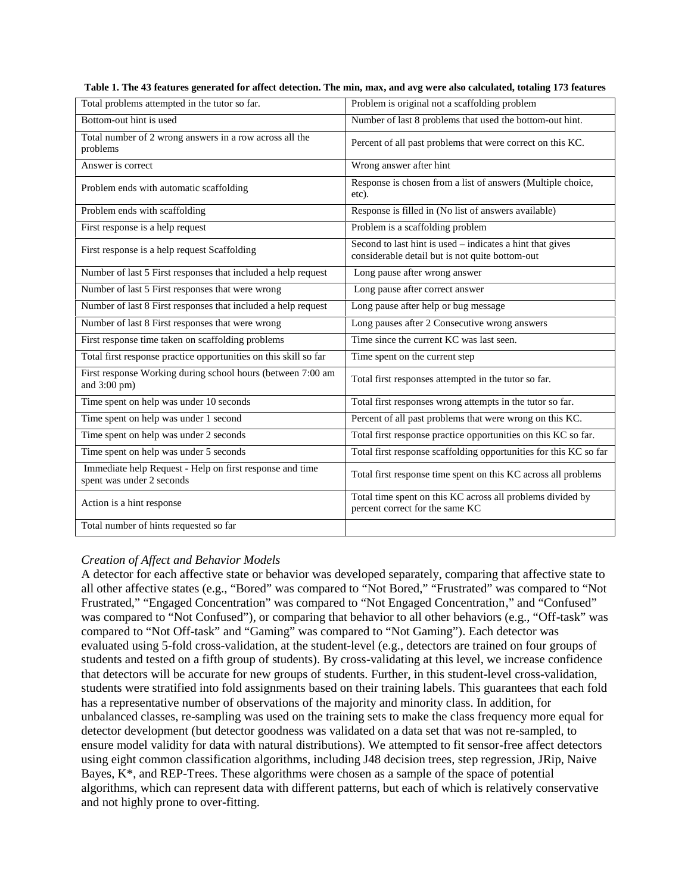**Table 1. The 43 features generated for affect detection. The min, max, and avg were also calculated, totaling 173 features**

| | |
|---|---|
| Total problems attempted in the tutor so far. | Problem is original not a scaffolding problem |
| Bottom-out hint is used | Number of last 8 problems that used the bottom-out hint. |
| Total number of 2 wrong answers in a row across all the problems | Percent of all past problems that were correct on this KC. |
| Answer is correct | Wrong answer after hint |
| Problem ends with automatic scaffolding | Response is chosen from a list of answers (Multiple choice, etc). |
| Problem ends with scaffolding | Response is filled in (No list of answers available) |
| First response is a help request | Problem is a scaffolding problem |
| First response is a help request Scaffolding | Second to last hint is used – indicates a hint that gives considerable detail but is not quite bottom-out |
| Number of last 5 First responses that included a help request | Long pause after wrong answer |
| Number of last 5 First responses that were wrong | Long pause after correct answer |
| Number of last 8 First responses that included a help request | Long pause after help or bug message |
| Number of last 8 First responses that were wrong | Long pauses after 2 Consecutive wrong answers |
| First response time taken on scaffolding problems | Time since the current KC was last seen. |
| Total first response practice opportunities on this skill so far | Time spent on the current step |
| First response Working during school hours (between 7:00 am and 3:00 pm) | Total first responses attempted in the tutor so far. |
| Time spent on help was under 10 seconds | Total first responses wrong attempts in the tutor so far. |
| Time spent on help was under 1 second | Percent of all past problems that were wrong on this KC. |
| Time spent on help was under 2 seconds | Total first response practice opportunities on this KC so far. |
| Time spent on help was under 5 seconds | Total first response scaffolding opportunities for this KC so far |
| Immediate help Request - Help on first response and time spent was under 2 seconds | Total first response time spent on this KC across all problems |
| Action is a hint response | Total time spent on this KC across all problems divided by percent correct for the same KC |
| Total number of hints requested so far | |

*Creation of Affect and Behavior Models*

A detector for each affective state or behavior was developed separately, comparing that affective state to all other affective states (e.g., "Bored" was compared to "Not Bored," "Frustrated" was compared to "Not Frustrated," "Engaged Concentration" was compared to "Not Engaged Concentration," and "Confused" was compared to "Not Confused"), or comparing that behavior to all other behaviors (e.g., "Off-task" was compared to "Not Off-task" and "Gaming" was compared to "Not Gaming"). Each detector was evaluated using 5-fold cross-validation, at the student-level (e.g., detectors are trained on four groups of students and tested on a fifth group of students). By cross-validating at this level, we increase confidence that detectors will be accurate for new groups of students. Further, in this student-level cross-validation, students were stratified into fold assignments based on their training labels. This guarantees that each fold has a representative number of observations of the majority and minority class. In addition, for unbalanced classes, re-sampling was used on the training sets to make the class frequency more equal for detector development (but detector goodness was validated on a data set that was not re-sampled, to ensure model validity for data with natural distributions). We attempted to fit sensor-free affect detectors using eight common classification algorithms, including J48 decision trees, step regression, JRip, Naive Bayes, K*, and REP-Trees. These algorithms were chosen as a sample of the space of potential algorithms, which can represent data with different patterns, but each of which is relatively conservative and not highly prone to over-fitting.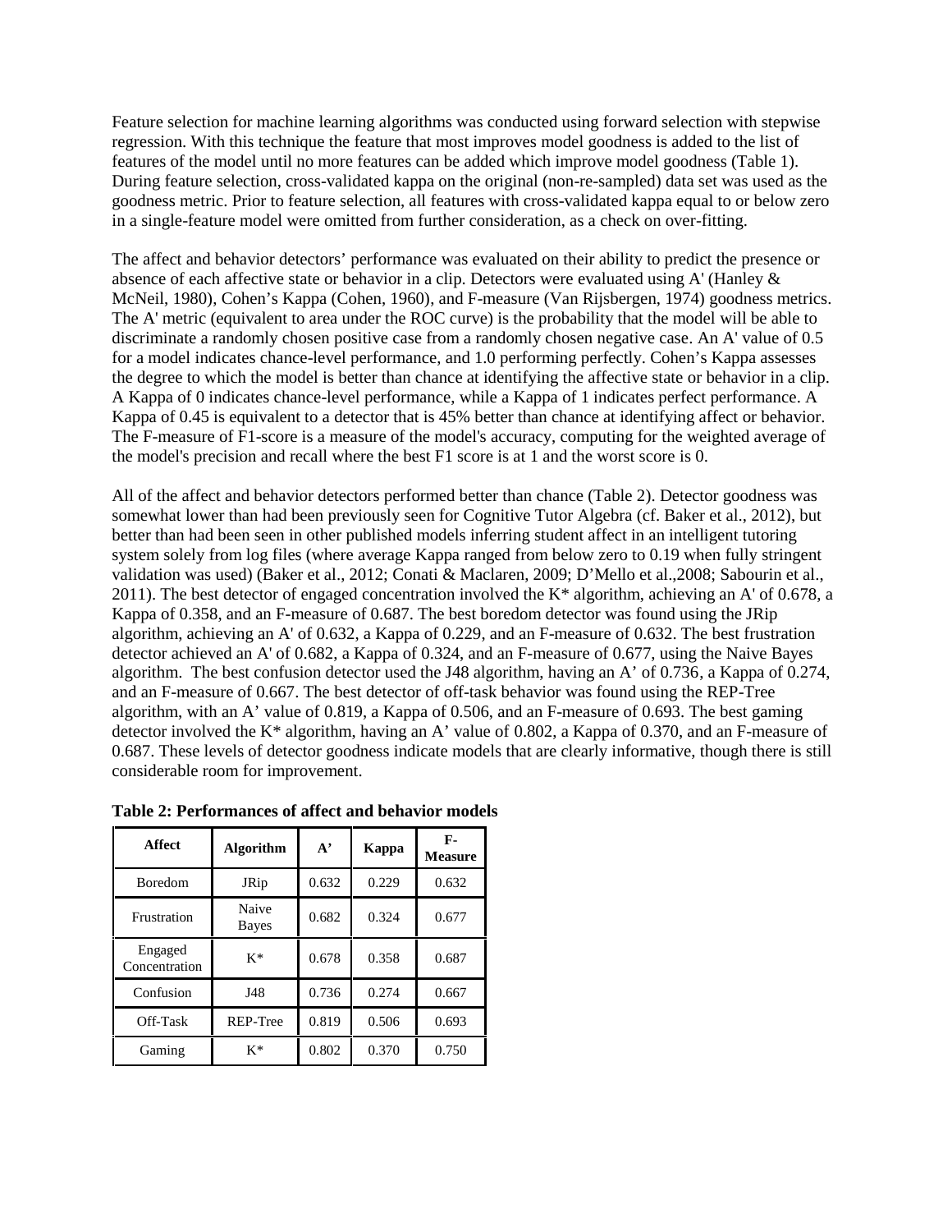Feature selection for machine learning algorithms was conducted using forward selection with stepwise regression. With this technique the feature that most improves model goodness is added to the list of features of the model until no more features can be added which improve model goodness (Table 1). During feature selection, cross-validated kappa on the original (non-re-sampled) data set was used as the goodness metric. Prior to feature selection, all features with cross-validated kappa equal to or below zero in a single-feature model were omitted from further consideration, as a check on over-fitting.

The affect and behavior detectors' performance was evaluated on their ability to predict the presence or absence of each affective state or behavior in a clip. Detectors were evaluated using A' (Hanley & McNeil, 1980), Cohen's Kappa (Cohen, 1960), and F-measure (Van Rijsbergen, 1974) goodness metrics. The A' metric (equivalent to area under the ROC curve) is the probability that the model will be able to discriminate a randomly chosen positive case from a randomly chosen negative case. An A' value of 0.5 for a model indicates chance-level performance, and 1.0 performing perfectly. Cohen's Kappa assesses the degree to which the model is better than chance at identifying the affective state or behavior in a clip. A Kappa of 0 indicates chance-level performance, while a Kappa of 1 indicates perfect performance. A Kappa of 0.45 is equivalent to a detector that is 45% better than chance at identifying affect or behavior. The F-measure of F1-score is a measure of the model's accuracy, computing for the weighted average of the model's precision and recall where the best F1 score is at 1 and the worst score is 0.

All of the affect and behavior detectors performed better than chance (Table 2). Detector goodness was somewhat lower than had been previously seen for Cognitive Tutor Algebra (cf. Baker et al., 2012), but better than had been seen in other published models inferring student affect in an intelligent tutoring system solely from log files (where average Kappa ranged from below zero to 0.19 when fully stringent validation was used) (Baker et al., 2012; Conati & Maclaren, 2009; D'Mello et al.,2008; Sabourin et al., 2011). The best detector of engaged concentration involved the K* algorithm, achieving an A' of 0.678, a Kappa of 0.358, and an F-measure of 0.687. The best boredom detector was found using the JRip algorithm, achieving an A' of 0.632, a Kappa of 0.229, and an F-measure of 0.632. The best frustration detector achieved an A' of 0.682, a Kappa of 0.324, and an F-measure of 0.677, using the Naive Bayes algorithm. The best confusion detector used the J48 algorithm, having an A' of 0.736, a Kappa of 0.274, and an F-measure of 0.667. The best detector of off-task behavior was found using the REP-Tree algorithm, with an A' value of 0.819, a Kappa of 0.506, and an F-measure of 0.693. The best gaming detector involved the K* algorithm, having an A' value of 0.802, a Kappa of 0.370, and an F-measure of 0.687. These levels of detector goodness indicate models that are clearly informative, though there is still considerable room for improvement.

**Table 2: Performances of affect and behavior models**

| Affect | Algorithm | A' | Kappa | F-Measure |
|---|---|---|---|---|
| Boredom | JRip | 0.632 | 0.229 | 0.632 |
| Frustration | Naive Bayes | 0.682 | 0.324 | 0.677 |
| Engaged Concentration | K* | 0.678 | 0.358 | 0.687 |
| Confusion | J48 | 0.736 | 0.274 | 0.667 |
| Off-Task | REP-Tree | 0.819 | 0.506 | 0.693 |
| Gaming | K* | 0.802 | 0.370 | 0.750 |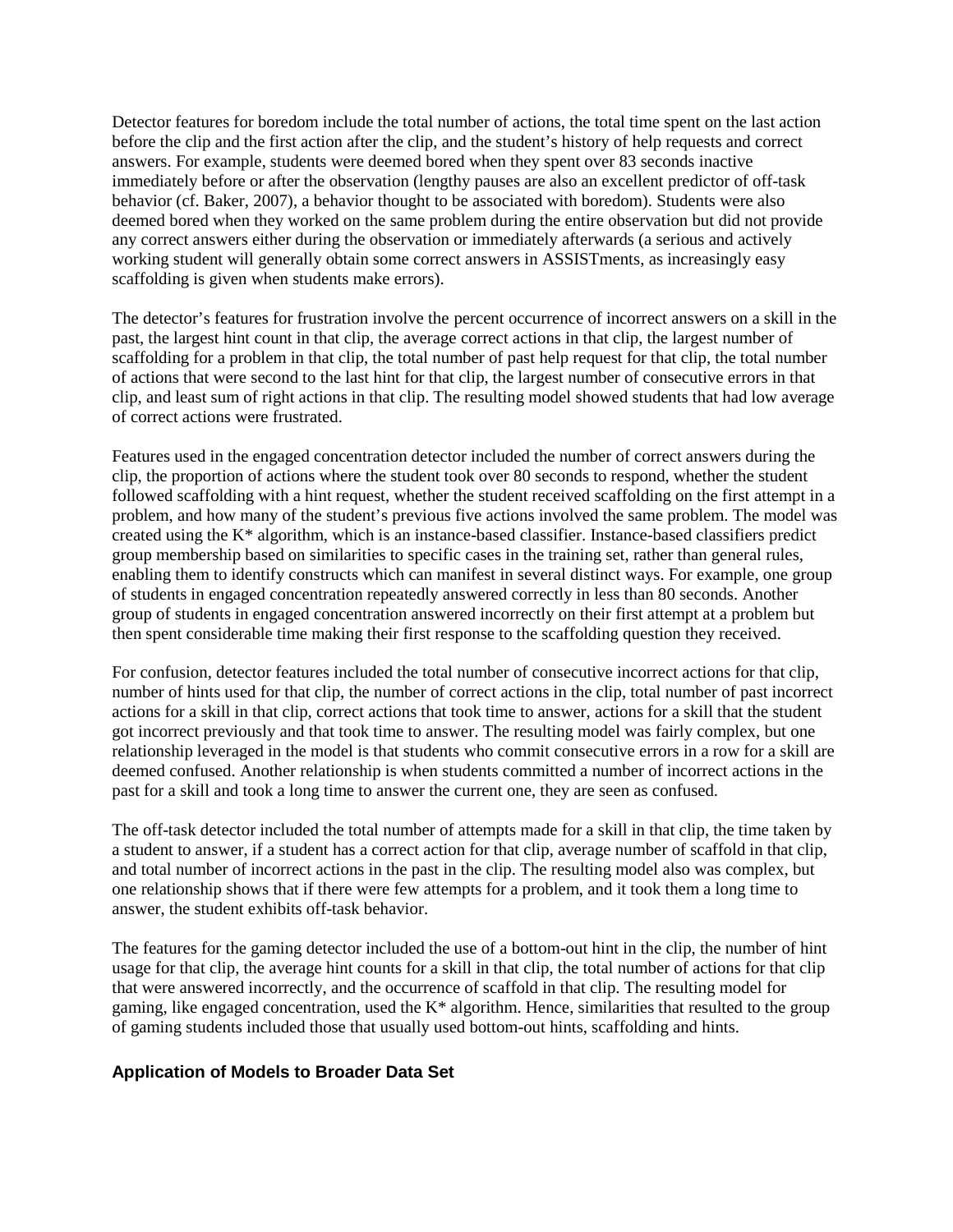Detector features for boredom include the total number of actions, the total time spent on the last action before the clip and the first action after the clip, and the student's history of help requests and correct answers. For example, students were deemed bored when they spent over 83 seconds inactive immediately before or after the observation (lengthy pauses are also an excellent predictor of off-task behavior (cf. Baker, 2007), a behavior thought to be associated with boredom). Students were also deemed bored when they worked on the same problem during the entire observation but did not provide any correct answers either during the observation or immediately afterwards (a serious and actively working student will generally obtain some correct answers in ASSISTments, as increasingly easy scaffolding is given when students make errors).

The detector's features for frustration involve the percent occurrence of incorrect answers on a skill in the past, the largest hint count in that clip, the average correct actions in that clip, the largest number of scaffolding for a problem in that clip, the total number of past help request for that clip, the total number of actions that were second to the last hint for that clip, the largest number of consecutive errors in that clip, and least sum of right actions in that clip. The resulting model showed students that had low average of correct actions were frustrated.

Features used in the engaged concentration detector included the number of correct answers during the clip, the proportion of actions where the student took over 80 seconds to respond, whether the student followed scaffolding with a hint request, whether the student received scaffolding on the first attempt in a problem, and how many of the student's previous five actions involved the same problem. The model was created using the K* algorithm, which is an instance-based classifier. Instance-based classifiers predict group membership based on similarities to specific cases in the training set, rather than general rules, enabling them to identify constructs which can manifest in several distinct ways. For example, one group of students in engaged concentration repeatedly answered correctly in less than 80 seconds. Another group of students in engaged concentration answered incorrectly on their first attempt at a problem but then spent considerable time making their first response to the scaffolding question they received.

For confusion, detector features included the total number of consecutive incorrect actions for that clip, number of hints used for that clip, the number of correct actions in the clip, total number of past incorrect actions for a skill in that clip, correct actions that took time to answer, actions for a skill that the student got incorrect previously and that took time to answer. The resulting model was fairly complex, but one relationship leveraged in the model is that students who commit consecutive errors in a row for a skill are deemed confused. Another relationship is when students committed a number of incorrect actions in the past for a skill and took a long time to answer the current one, they are seen as confused.

The off-task detector included the total number of attempts made for a skill in that clip, the time taken by a student to answer, if a student has a correct action for that clip, average number of scaffold in that clip, and total number of incorrect actions in the past in the clip. The resulting model also was complex, but one relationship shows that if there were few attempts for a problem, and it took them a long time to answer, the student exhibits off-task behavior.

The features for the gaming detector included the use of a bottom-out hint in the clip, the number of hint usage for that clip, the average hint counts for a skill in that clip, the total number of actions for that clip that were answered incorrectly, and the occurrence of scaffold in that clip. The resulting model for gaming, like engaged concentration, used the K* algorithm. Hence, similarities that resulted to the group of gaming students included those that usually used bottom-out hints, scaffolding and hints.

### Application of Models to Broader Data Set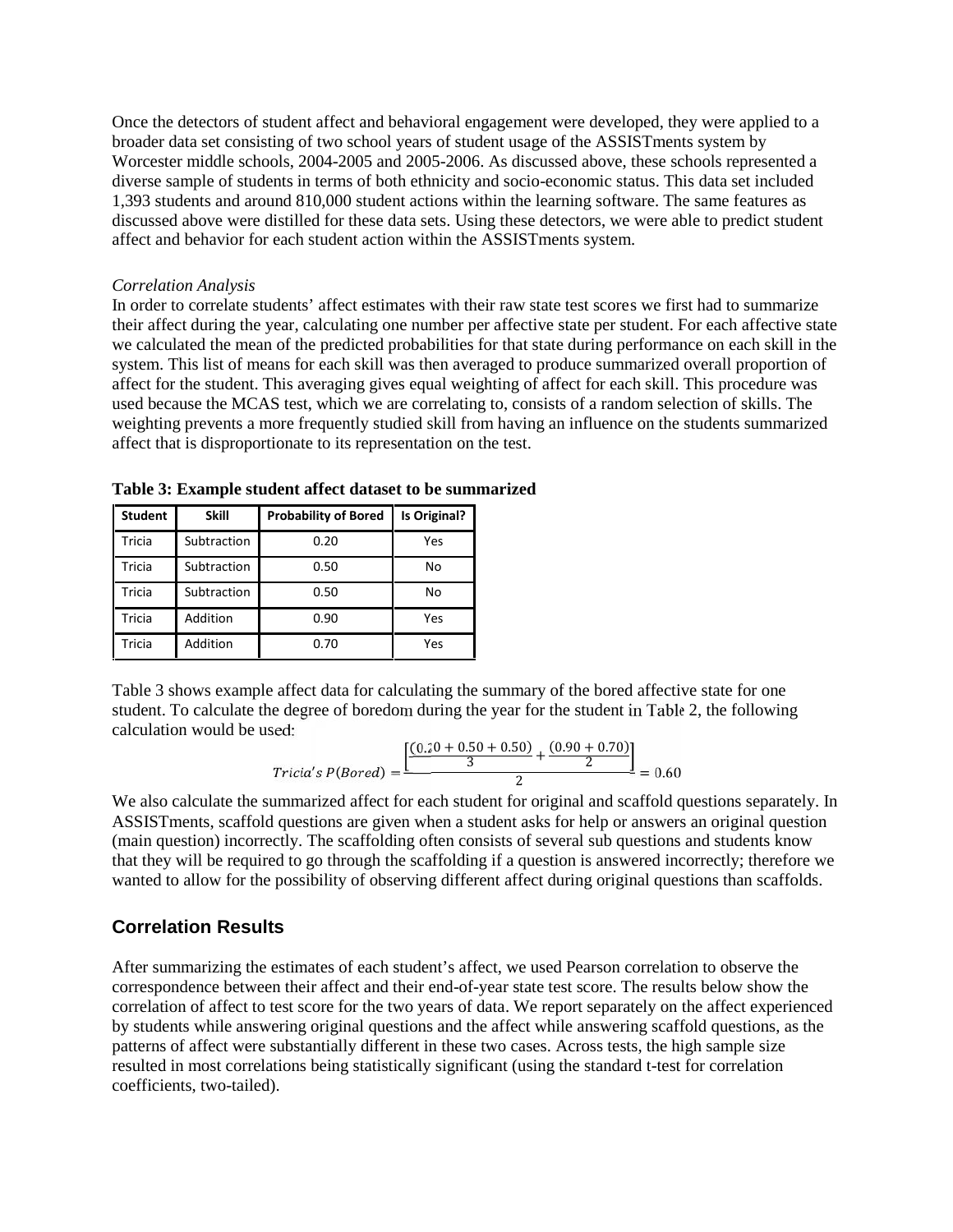Once the detectors of student affect and behavioral engagement were developed, they were applied to a broader data set consisting of two school years of student usage of the ASSISTments system by Worcester middle schools, 2004-2005 and 2005-2006. As discussed above, these schools represented a diverse sample of students in terms of both ethnicity and socio-economic status. This data set included 1,393 students and around 810,000 student actions within the learning software. The same features as discussed above were distilled for these data sets. Using these detectors, we were able to predict student affect and behavior for each student action within the ASSISTments system.

*Correlation Analysis*

In order to correlate students' affect estimates with their raw state test scores we first had to summarize their affect during the year, calculating one number per affective state per student. For each affective state we calculated the mean of the predicted probabilities for that state during performance on each skill in the system. This list of means for each skill was then averaged to produce summarized overall proportion of affect for the student. This averaging gives equal weighting of affect for each skill. This procedure was used because the MCAS test, which we are correlating to, consists of a random selection of skills. The weighting prevents a more frequently studied skill from having an influence on the students summarized affect that is disproportionate to its representation on the test.

**Table 3: Example student affect dataset to be summarized**

| Student | Skill | Probability of Bored | Is Original? |
|---|---|---|---|
| Tricia | Subtraction | 0.20 | Yes |
| Tricia | Subtraction | 0.50 | No |
| Tricia | Subtraction | 0.50 | No |
| Tricia | Addition | 0.90 | Yes |
| Tricia | Addition | 0.70 | Yes |

Table 3 shows example affect data for calculating the summary of the bored affective state for one student. To calculate the degree of boredom during the year for the student in Table 2, the following calculation would be used:

$$Tricia's\ P(Bored) = \frac{\left[\frac{(0.20 + 0.50 + 0.50)}{3} + \frac{(0.90 + 0.70)}{2}\right]}{2} = 0.60$$

We also calculate the summarized affect for each student for original and scaffold questions separately. In ASSISTments, scaffold questions are given when a student asks for help or answers an original question (main question) incorrectly. The scaffolding often consists of several sub questions and students know that they will be required to go through the scaffolding if a question is answered incorrectly; therefore we wanted to allow for the possibility of observing different affect during original questions than scaffolds.

## Correlation Results

After summarizing the estimates of each student's affect, we used Pearson correlation to observe the correspondence between their affect and their end-of-year state test score. The results below show the correlation of affect to test score for the two years of data. We report separately on the affect experienced by students while answering original questions and the affect while answering scaffold questions, as the patterns of affect were substantially different in these two cases. Across tests, the high sample size resulted in most correlations being statistically significant (using the standard t-test for correlation coefficients, two-tailed).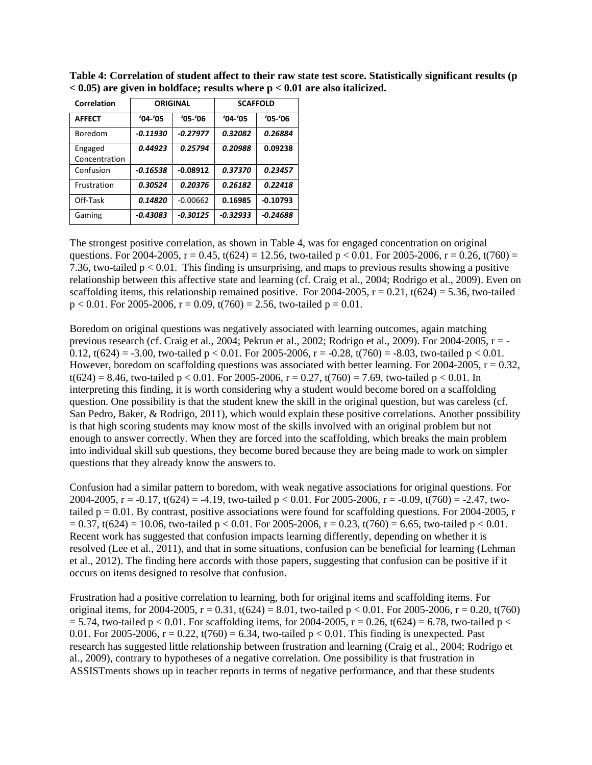**Table 4: Correlation of student affect to their raw state test score. Statistically significant results ($p < 0.05$) are given in boldface; results where $p < 0.01$ are also italicized.**

| Correlation | ORIGINAL | | SCAFFOLD | |
|---|---|---|---|---|
| **AFFECT** | **'04-'05** | **'05-'06** | **'04-'05** | **'05-'06** |
| Boredom | ***-0.11930*** | ***-0.27977*** | ***0.32082*** | ***0.26884*** |
| Engaged Concentration | ***0.44923*** | ***0.25794*** | ***0.20988*** | **0.09238** |
| Confusion | ***-0.16538*** | **-0.08912** | ***0.37370*** | ***0.23457*** |
| Frustration | ***0.30524*** | ***0.20376*** | ***0.26182*** | ***0.22418*** |
| Off-Task | ***0.14820*** | -0.00662 | **0.16985** | **-0.10793** |
| Gaming | ***-0.43083*** | ***-0.30125*** | ***-0.32933*** | ***-0.24688*** |

The strongest positive correlation, as shown in Table 4, was for engaged concentration on original questions. For 2004-2005, $r = 0.45$, $t(624) = 12.56$, two-tailed $p < 0.01$. For 2005-2006, $r = 0.26$, $t(760) = 7.36$, two-tailed $p < 0.01$. This finding is unsurprising, and maps to previous results showing a positive relationship between this affective state and learning (cf. Craig et al., 2004; Rodrigo et al., 2009). Even on scaffolding items, this relationship remained positive. For 2004-2005, $r = 0.21$, $t(624) = 5.36$, two-tailed $p < 0.01$. For 2005-2006, $r = 0.09$, $t(760) = 2.56$, two-tailed $p = 0.01$.

Boredom on original questions was negatively associated with learning outcomes, again matching previous research (cf. Craig et al., 2004; Pekrun et al., 2002; Rodrigo et al., 2009). For 2004-2005, $r = -0.12$, $t(624) = -3.00$, two-tailed $p < 0.01$. For 2005-2006, $r = -0.28$, $t(760) = -8.03$, two-tailed $p < 0.01$. However, boredom on scaffolding questions was associated with better learning. For 2004-2005, $r = 0.32$, $t(624) = 8.46$, two-tailed $p < 0.01$. For 2005-2006, $r = 0.27$, $t(760) = 7.69$, two-tailed $p < 0.01$. In interpreting this finding, it is worth considering why a student would become bored on a scaffolding question. One possibility is that the student knew the skill in the original question, but was careless (cf. San Pedro, Baker, & Rodrigo, 2011), which would explain these positive correlations. Another possibility is that high scoring students may know most of the skills involved with an original problem but not enough to answer correctly. When they are forced into the scaffolding, which breaks the main problem into individual skill sub questions, they become bored because they are being made to work on simpler questions that they already know the answers to.

Confusion had a similar pattern to boredom, with weak negative associations for original questions. For 2004-2005, $r = -0.17$, $t(624) = -4.19$, two-tailed $p < 0.01$. For 2005-2006, $r = -0.09$, $t(760) = -2.47$, two-tailed $p = 0.01$. By contrast, positive associations were found for scaffolding questions. For 2004-2005, $r = 0.37$, $t(624) = 10.06$, two-tailed $p < 0.01$. For 2005-2006, $r = 0.23$, $t(760) = 6.65$, two-tailed $p < 0.01$. Recent work has suggested that confusion impacts learning differently, depending on whether it is resolved (Lee et al., 2011), and that in some situations, confusion can be beneficial for learning (Lehman et al., 2012). The finding here accords with those papers, suggesting that confusion can be positive if it occurs on items designed to resolve that confusion.

Frustration had a positive correlation to learning, both for original items and scaffolding items. For original items, for 2004-2005, $r = 0.31$, $t(624) = 8.01$, two-tailed $p < 0.01$. For 2005-2006, $r = 0.20$, $t(760) = 5.74$, two-tailed $p < 0.01$. For scaffolding items, for 2004-2005, $r = 0.26$, $t(624) = 6.78$, two-tailed $p < 0.01$. For 2005-2006, $r = 0.22$, $t(760) = 6.34$, two-tailed $p < 0.01$. This finding is unexpected. Past research has suggested little relationship between frustration and learning (Craig et al., 2004; Rodrigo et al., 2009), contrary to hypotheses of a negative correlation. One possibility is that frustration in ASSISTments shows up in teacher reports in terms of negative performance, and that these students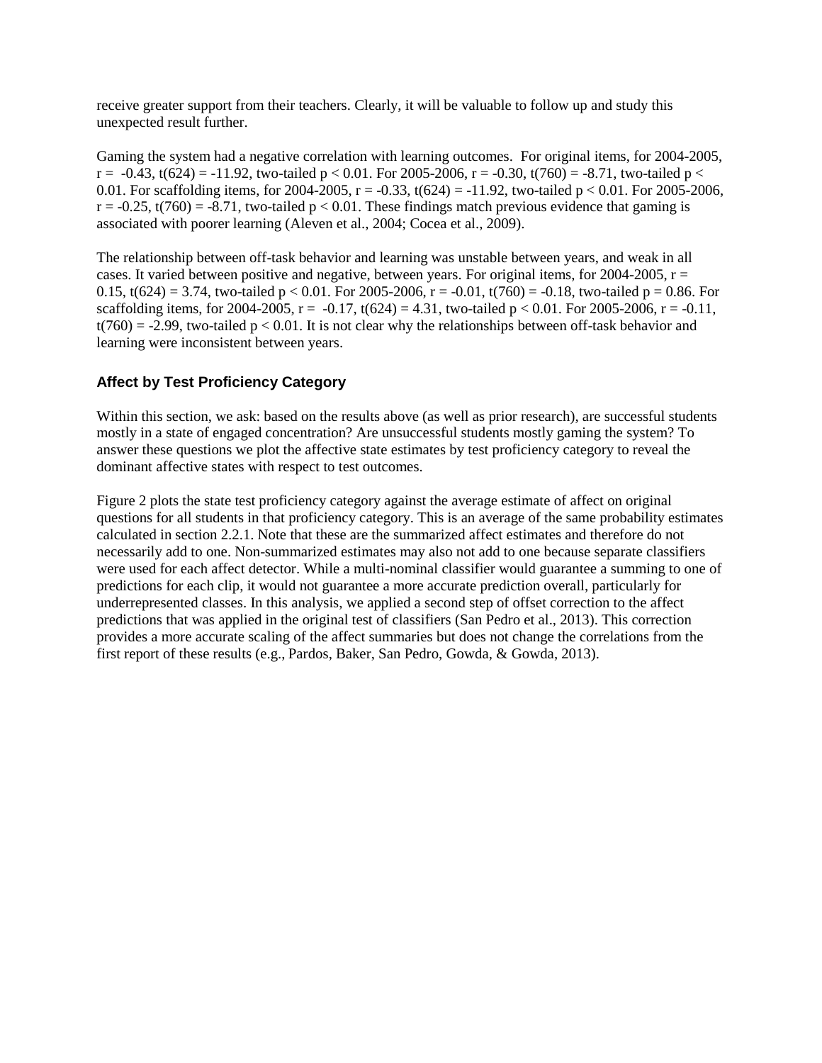receive greater support from their teachers. Clearly, it will be valuable to follow up and study this unexpected result further.

Gaming the system had a negative correlation with learning outcomes. For original items, for 2004-2005, $r = -0.43$, $t(624) = -11.92$, two-tailed $p < 0.01$. For 2005-2006, $r = -0.30$, $t(760) = -8.71$, two-tailed $p < 0.01$. For scaffolding items, for 2004-2005, $r = -0.33$, $t(624) = -11.92$, two-tailed $p < 0.01$. For 2005-2006, $r = -0.25$, $t(760) = -8.71$, two-tailed $p < 0.01$. These findings match previous evidence that gaming is associated with poorer learning (Aleven et al., 2004; Cocea et al., 2009).

The relationship between off-task behavior and learning was unstable between years, and weak in all cases. It varied between positive and negative, between years. For original items, for 2004-2005, $r = 0.15$, $t(624) = 3.74$, two-tailed $p < 0.01$. For 2005-2006, $r = -0.01$, $t(760) = -0.18$, two-tailed $p = 0.86$. For scaffolding items, for 2004-2005, $r = -0.17$, $t(624) = 4.31$, two-tailed $p < 0.01$. For 2005-2006, $r = -0.11$, $t(760) = -2.99$, two-tailed $p < 0.01$. It is not clear why the relationships between off-task behavior and learning were inconsistent between years.

### Affect by Test Proficiency Category

Within this section, we ask: based on the results above (as well as prior research), are successful students mostly in a state of engaged concentration? Are unsuccessful students mostly gaming the system? To answer these questions we plot the affective state estimates by test proficiency category to reveal the dominant affective states with respect to test outcomes.

Figure 2 plots the state test proficiency category against the average estimate of affect on original questions for all students in that proficiency category. This is an average of the same probability estimates calculated in section 2.2.1. Note that these are the summarized affect estimates and therefore do not necessarily add to one. Non-summarized estimates may also not add to one because separate classifiers were used for each affect detector. While a multi-nominal classifier would guarantee a summing to one of predictions for each clip, it would not guarantee a more accurate prediction overall, particularly for underrepresented classes. In this analysis, we applied a second step of offset correction to the affect predictions that was applied in the original test of classifiers (San Pedro et al., 2013). This correction provides a more accurate scaling of the affect summaries but does not change the correlations from the first report of these results (e.g., Pardos, Baker, San Pedro, Gowda, & Gowda, 2013).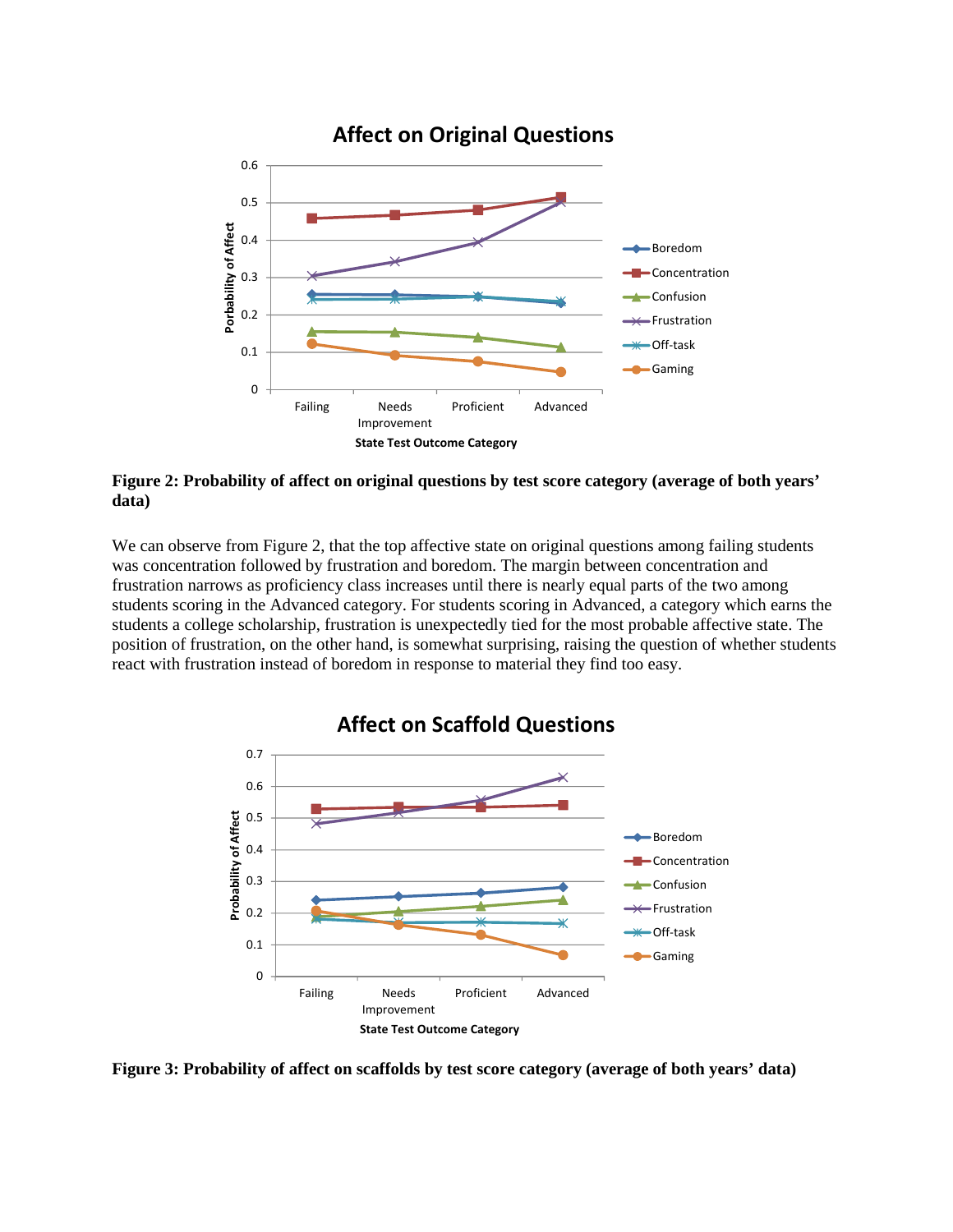**Figure 2: Probability of affect on original questions by test score category (average of both years' data)**

We can observe from Figure 2, that the top affective state on original questions among failing students was concentration followed by frustration and boredom. The margin between concentration and frustration narrows as proficiency class increases until there is nearly equal parts of the two among students scoring in the Advanced category. For students scoring in Advanced, a category which earns the students a college scholarship, frustration is unexpectedly tied for the most probable affective state. The position of frustration, on the other hand, is somewhat surprising, raising the question of whether students react with frustration instead of boredom in response to material they find too easy.

**Figure 3: Probability of affect on scaffolds by test score category (average of both years' data)**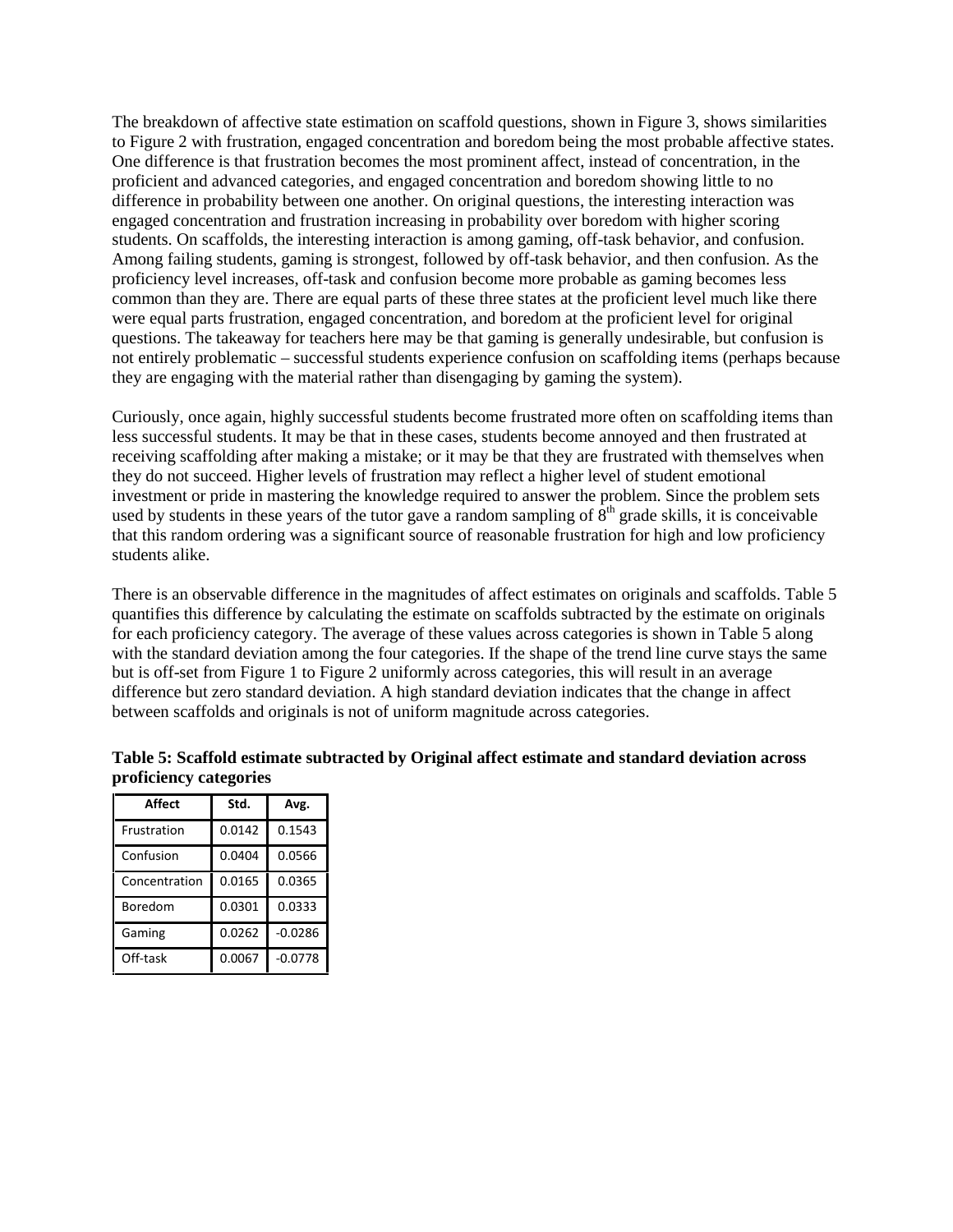The breakdown of affective state estimation on scaffold questions, shown in Figure 3, shows similarities to Figure 2 with frustration, engaged concentration and boredom being the most probable affective states. One difference is that frustration becomes the most prominent affect, instead of concentration, in the proficient and advanced categories, and engaged concentration and boredom showing little to no difference in probability between one another. On original questions, the interesting interaction was engaged concentration and frustration increasing in probability over boredom with higher scoring students. On scaffolds, the interesting interaction is among gaming, off-task behavior, and confusion. Among failing students, gaming is strongest, followed by off-task behavior, and then confusion. As the proficiency level increases, off-task and confusion become more probable as gaming becomes less common than they are. There are equal parts of these three states at the proficient level much like there were equal parts frustration, engaged concentration, and boredom at the proficient level for original questions. The takeaway for teachers here may be that gaming is generally undesirable, but confusion is not entirely problematic – successful students experience confusion on scaffolding items (perhaps because they are engaging with the material rather than disengaging by gaming the system).

Curiously, once again, highly successful students become frustrated more often on scaffolding items than less successful students. It may be that in these cases, students become annoyed and then frustrated at receiving scaffolding after making a mistake; or it may be that they are frustrated with themselves when they do not succeed. Higher levels of frustration may reflect a higher level of student emotional investment or pride in mastering the knowledge required to answer the problem. Since the problem sets used by students in these years of the tutor gave a random sampling of 8th grade skills, it is conceivable that this random ordering was a significant source of reasonable frustration for high and low proficiency students alike.

There is an observable difference in the magnitudes of affect estimates on originals and scaffolds. Table 5 quantifies this difference by calculating the estimate on scaffolds subtracted by the estimate on originals for each proficiency category. The average of these values across categories is shown in Table 5 along with the standard deviation among the four categories. If the shape of the trend line curve stays the same but is off-set from Figure 1 to Figure 2 uniformly across categories, this will result in an average difference but zero standard deviation. A high standard deviation indicates that the change in affect between scaffolds and originals is not of uniform magnitude across categories.

**Table 5: Scaffold estimate subtracted by Original affect estimate and standard deviation across proficiency categories**

| Affect | Std. | Avg. |
|---|---|---|
| Frustration | 0.0142 | 0.1543 |
| Confusion | 0.0404 | 0.0566 |
| Concentration | 0.0165 | 0.0365 |
| Boredom | 0.0301 | 0.0333 |
| Gaming | 0.0262 | -0.0286 |
| Off-task | 0.0067 | -0.0778 |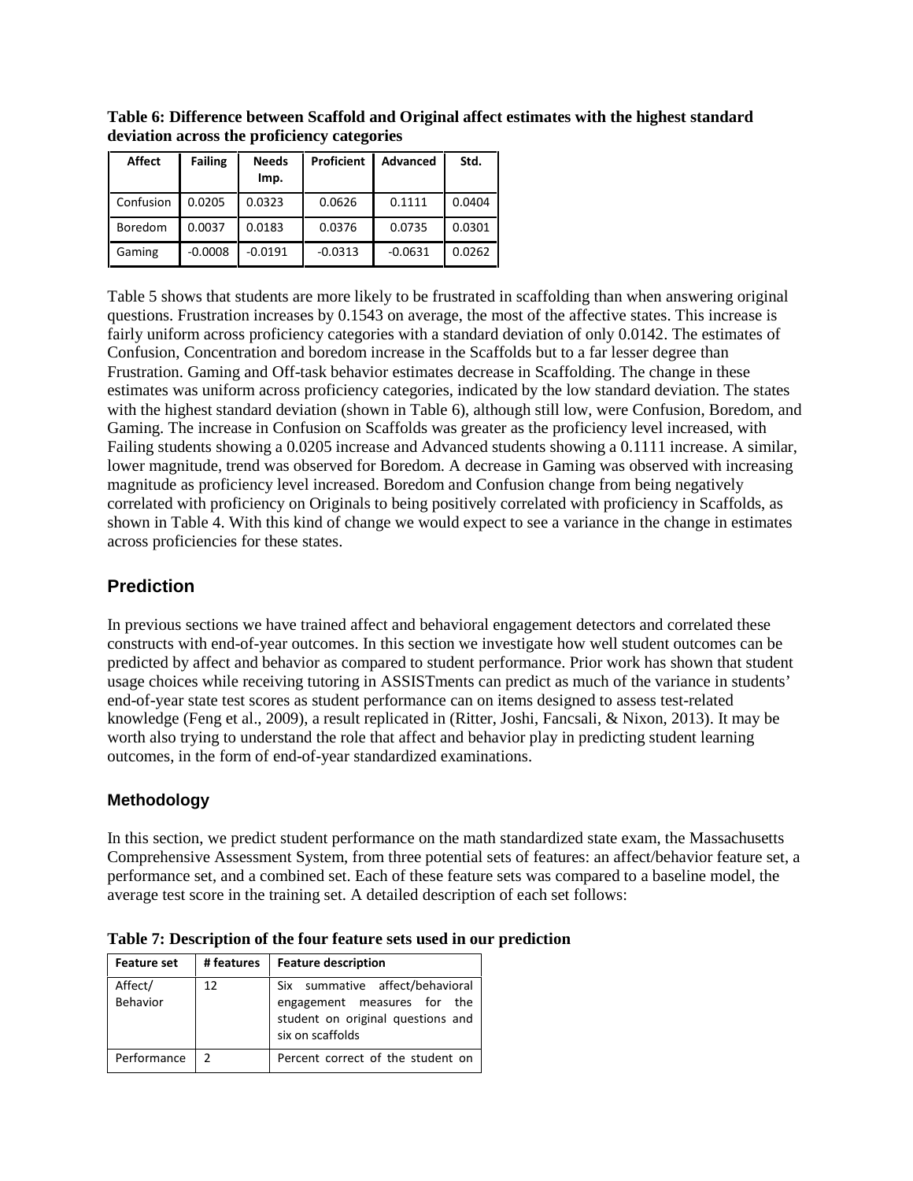**Table 6: Difference between Scaffold and Original affect estimates with the highest standard deviation across the proficiency categories**

| Affect | Failing | Needs Imp. | Proficient | Advanced | Std. |
|---|---|---|---|---|---|
| Confusion | 0.0205 | 0.0323 | 0.0626 | 0.1111 | 0.0404 |
| Boredom | 0.0037 | 0.0183 | 0.0376 | 0.0735 | 0.0301 |
| Gaming | -0.0008 | -0.0191 | -0.0313 | -0.0631 | 0.0262 |

Table 5 shows that students are more likely to be frustrated in scaffolding than when answering original questions. Frustration increases by 0.1543 on average, the most of the affective states. This increase is fairly uniform across proficiency categories with a standard deviation of only 0.0142. The estimates of Confusion, Concentration and boredom increase in the Scaffolds but to a far lesser degree than Frustration. Gaming and Off-task behavior estimates decrease in Scaffolding. The change in these estimates was uniform across proficiency categories, indicated by the low standard deviation. The states with the highest standard deviation (shown in Table 6), although still low, were Confusion, Boredom, and Gaming. The increase in Confusion on Scaffolds was greater as the proficiency level increased, with Failing students showing a 0.0205 increase and Advanced students showing a 0.1111 increase. A similar, lower magnitude, trend was observed for Boredom. A decrease in Gaming was observed with increasing magnitude as proficiency level increased. Boredom and Confusion change from being negatively correlated with proficiency on Originals to being positively correlated with proficiency in Scaffolds, as shown in Table 4. With this kind of change we would expect to see a variance in the change in estimates across proficiencies for these states.

## Prediction

In previous sections we have trained affect and behavioral engagement detectors and correlated these constructs with end-of-year outcomes. In this section we investigate how well student outcomes can be predicted by affect and behavior as compared to student performance. Prior work has shown that student usage choices while receiving tutoring in ASSISTments can predict as much of the variance in students' end-of-year state test scores as student performance can on items designed to assess test-related knowledge (Feng et al., 2009), a result replicated in (Ritter, Joshi, Fancsali, & Nixon, 2013). It may be worth also trying to understand the role that affect and behavior play in predicting student learning outcomes, in the form of end-of-year standardized examinations.

### Methodology

In this section, we predict student performance on the math standardized state exam, the Massachusetts Comprehensive Assessment System, from three potential sets of features: an affect/behavior feature set, a performance set, and a combined set. Each of these feature sets was compared to a baseline model, the average test score in the training set. A detailed description of each set follows:

**Table 7: Description of the four feature sets used in our prediction**

| Feature set | # features | Feature description |
|---|---|---|
| Affect/ Behavior | 12 | Six summative affect/behavioral engagement measures for the student on original questions and six on scaffolds |
| Performance | 2 | Percent correct of the student on |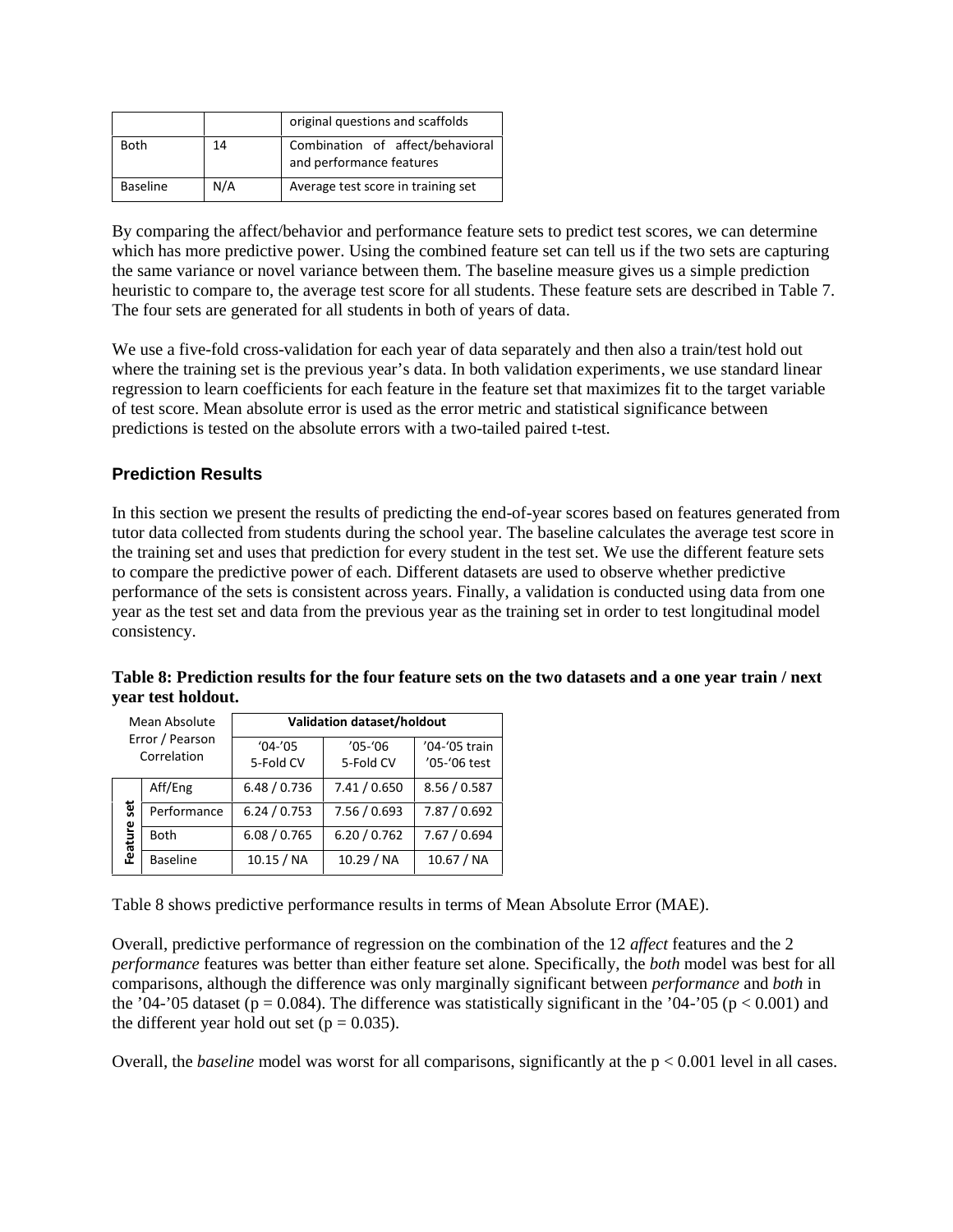| | | original questions and scaffolds |
|---|---|---|
| Both | 14 | Combination of affect/behavioral and performance features |
| Baseline | N/A | Average test score in training set |

By comparing the affect/behavior and performance feature sets to predict test scores, we can determine which has more predictive power. Using the combined feature set can tell us if the two sets are capturing the same variance or novel variance between them. The baseline measure gives us a simple prediction heuristic to compare to, the average test score for all students. These feature sets are described in Table 7. The four sets are generated for all students in both of years of data.

We use a five-fold cross-validation for each year of data separately and then also a train/test hold out where the training set is the previous year's data. In both validation experiments, we use standard linear regression to learn coefficients for each feature in the feature set that maximizes fit to the target variable of test score. Mean absolute error is used as the error metric and statistical significance between predictions is tested on the absolute errors with a two-tailed paired t-test.

### Prediction Results

In this section we present the results of predicting the end-of-year scores based on features generated from tutor data collected from students during the school year. The baseline calculates the average test score in the training set and uses that prediction for every student in the test set. We use the different feature sets to compare the predictive power of each. Different datasets are used to observe whether predictive performance of the sets is consistent across years. Finally, a validation is conducted using data from one year as the test set and data from the previous year as the training set in order to test longitudinal model consistency.

**Table 8: Prediction results for the four feature sets on the two datasets and a one year train / next year test holdout.**

| Mean Absolute Error / Pearson Correlation | | Validation dataset/holdout | | |
|---|---|---|---|---|
| | | '04-'05 5-Fold CV | '05-'06 5-Fold CV | '04-'05 train '05-'06 test |
| Feature set | Aff/Eng | 6.48 / 0.736 | 7.41 / 0.650 | 8.56 / 0.587 |
| | Performance | 6.24 / 0.753 | 7.56 / 0.693 | 7.87 / 0.692 |
| | Both | 6.08 / 0.765 | 6.20 / 0.762 | 7.67 / 0.694 |
| | Baseline | 10.15 / NA | 10.29 / NA | 10.67 / NA |

Table 8 shows predictive performance results in terms of Mean Absolute Error (MAE).

Overall, predictive performance of regression on the combination of the 12 *affect* features and the 2 *performance* features was better than either feature set alone. Specifically, the *both* model was best for all comparisons, although the difference was only marginally significant between *performance* and *both* in the '04-'05 dataset ($p = 0.084$). The difference was statistically significant in the '04-'05 ($p < 0.001$) and the different year hold out set ($p = 0.035$).

Overall, the *baseline* model was worst for all comparisons, significantly at the $p < 0.001$ level in all cases.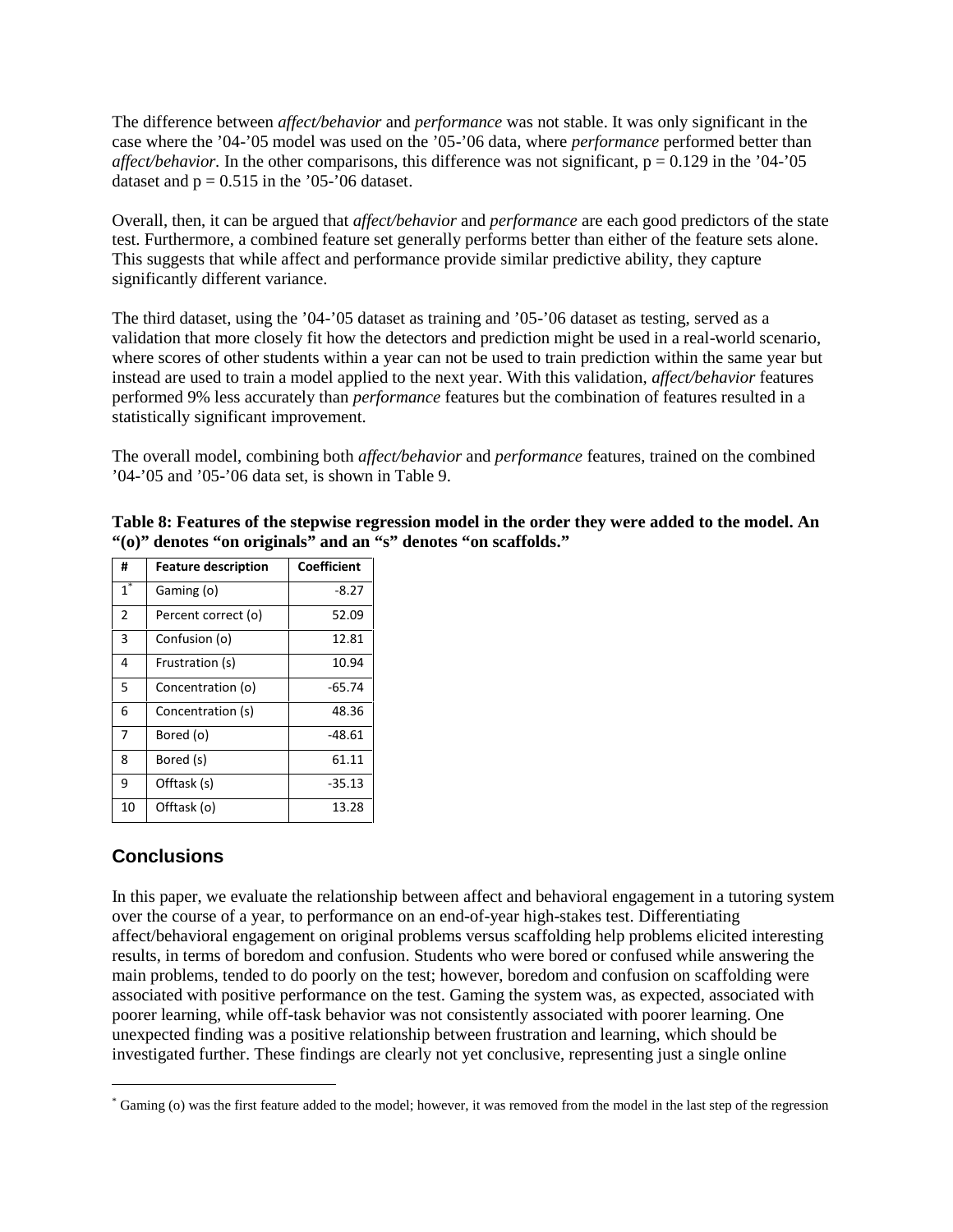The difference between *affect/behavior* and *performance* was not stable. It was only significant in the case where the '04-'05 model was used on the '05-'06 data, where *performance* performed better than *affect/behavior.* In the other comparisons, this difference was not significant, $p = 0.129$ in the '04-'05 dataset and $p = 0.515$ in the '05-'06 dataset.

Overall, then, it can be argued that *affect/behavior* and *performance* are each good predictors of the state test. Furthermore, a combined feature set generally performs better than either of the feature sets alone. This suggests that while affect and performance provide similar predictive ability, they capture significantly different variance.

The third dataset, using the '04-'05 dataset as training and '05-'06 dataset as testing, served as a validation that more closely fit how the detectors and prediction might be used in a real-world scenario, where scores of other students within a year can not be used to train prediction within the same year but instead are used to train a model applied to the next year. With this validation, *affect/behavior* features performed 9% less accurately than *performance* features but the combination of features resulted in a statistically significant improvement.

The overall model, combining both *affect/behavior* and *performance* features, trained on the combined '04-'05 and '05-'06 data set, is shown in Table 9.

**Table 8: Features of the stepwise regression model in the order they were added to the model. An "(o)" denotes "on originals" and an "s" denotes "on scaffolds."**

| # | Feature description | Coefficient |
|---|---|---|
| 1* | Gaming (o) | -8.27 |
| 2 | Percent correct (o) | 52.09 |
| 3 | Confusion (o) | 12.81 |
| 4 | Frustration (s) | 10.94 |
| 5 | Concentration (o) | -65.74 |
| 6 | Concentration (s) | 48.36 |
| 7 | Bored (o) | -48.61 |
| 8 | Bored (s) | 61.11 |
| 9 | Offtask (s) | -35.13 |
| 10 | Offtask (o) | 13.28 |

## Conclusions

In this paper, we evaluate the relationship between affect and behavioral engagement in a tutoring system over the course of a year, to performance on an end-of-year high-stakes test. Differentiating affect/behavioral engagement on original problems versus scaffolding help problems elicited interesting results, in terms of boredom and confusion. Students who were bored or confused while answering the main problems, tended to do poorly on the test; however, boredom and confusion on scaffolding were associated with positive performance on the test. Gaming the system was, as expected, associated with poorer learning, while off-task behavior was not consistently associated with poorer learning. One unexpected finding was a positive relationship between frustration and learning, which should be investigated further. These findings are clearly not yet conclusive, representing just a single online

* Gaming (o) was the first feature added to the model; however, it was removed from the model in the last step of the regression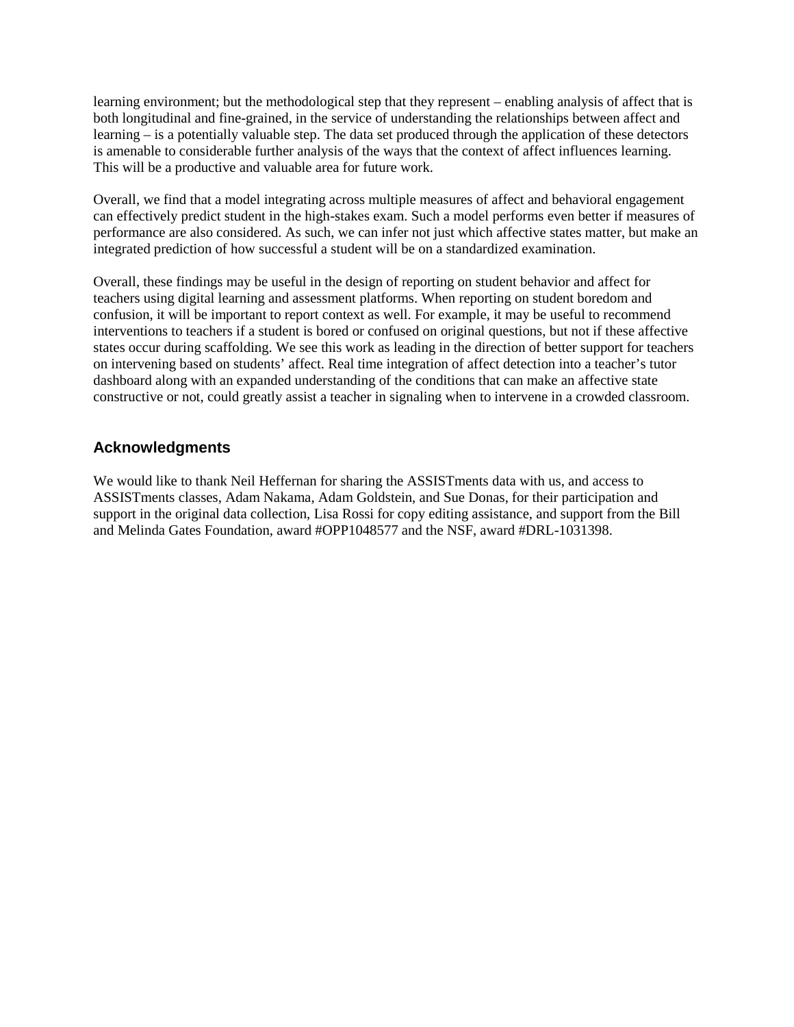learning environment; but the methodological step that they represent – enabling analysis of affect that is both longitudinal and fine-grained, in the service of understanding the relationships between affect and learning – is a potentially valuable step. The data set produced through the application of these detectors is amenable to considerable further analysis of the ways that the context of affect influences learning. This will be a productive and valuable area for future work.

Overall, we find that a model integrating across multiple measures of affect and behavioral engagement can effectively predict student in the high-stakes exam. Such a model performs even better if measures of performance are also considered. As such, we can infer not just which affective states matter, but make an integrated prediction of how successful a student will be on a standardized examination.

Overall, these findings may be useful in the design of reporting on student behavior and affect for teachers using digital learning and assessment platforms. When reporting on student boredom and confusion, it will be important to report context as well. For example, it may be useful to recommend interventions to teachers if a student is bored or confused on original questions, but not if these affective states occur during scaffolding. We see this work as leading in the direction of better support for teachers on intervening based on students' affect. Real time integration of affect detection into a teacher's tutor dashboard along with an expanded understanding of the conditions that can make an affective state constructive or not, could greatly assist a teacher in signaling when to intervene in a crowded classroom.

## Acknowledgments

We would like to thank Neil Heffernan for sharing the ASSISTments data with us, and access to ASSISTments classes, Adam Nakama, Adam Goldstein, and Sue Donas, for their participation and support in the original data collection, Lisa Rossi for copy editing assistance, and support from the Bill and Melinda Gates Foundation, award #OPP1048577 and the NSF, award #DRL-1031398.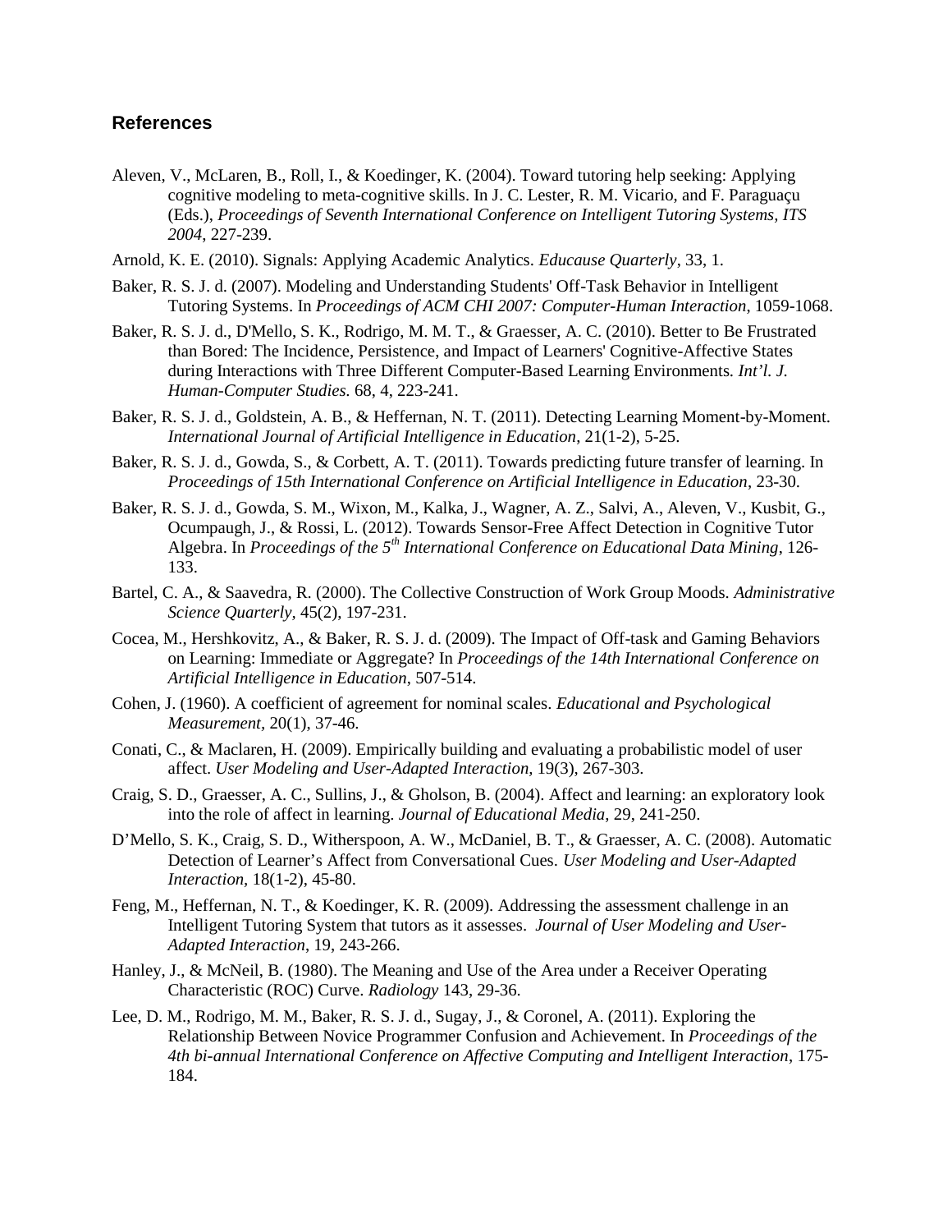## References

Aleven, V., McLaren, B., Roll, I., & Koedinger, K. (2004). Toward tutoring help seeking: Applying cognitive modeling to meta-cognitive skills. In J. C. Lester, R. M. Vicario, and F. Paraguaçu (Eds.), *Proceedings of Seventh International Conference on Intelligent Tutoring Systems, ITS 2004*, 227-239.

Arnold, K. E. (2010). Signals: Applying Academic Analytics. *Educause Quarterly*, 33, 1.

Baker, R. S. J. d. (2007). Modeling and Understanding Students' Off-Task Behavior in Intelligent Tutoring Systems. In *Proceedings of ACM CHI 2007: Computer-Human Interaction*, 1059-1068.

Baker, R. S. J. d., D'Mello, S. K., Rodrigo, M. M. T., & Graesser, A. C. (2010). Better to Be Frustrated than Bored: The Incidence, Persistence, and Impact of Learners' Cognitive-Affective States during Interactions with Three Different Computer-Based Learning Environments. *Int'l. J. Human-Computer Studies*. 68, 4, 223-241.

Baker, R. S. J. d., Goldstein, A. B., & Heffernan, N. T. (2011). Detecting Learning Moment-by-Moment. *International Journal of Artificial Intelligence in Education*, 21(1-2), 5-25.

Baker, R. S. J. d., Gowda, S., & Corbett, A. T. (2011). Towards predicting future transfer of learning. In *Proceedings of 15th International Conference on Artificial Intelligence in Education*, 23-30.

Baker, R. S. J. d., Gowda, S. M., Wixon, M., Kalka, J., Wagner, A. Z., Salvi, A., Aleven, V., Kusbit, G., Ocumpaugh, J., & Rossi, L. (2012). Towards Sensor-Free Affect Detection in Cognitive Tutor Algebra. In *Proceedings of the 5th International Conference on Educational Data Mining*, 126-133.

Bartel, C. A., & Saavedra, R. (2000). The Collective Construction of Work Group Moods. *Administrative Science Quarterly*, 45(2), 197-231.

Cocea, M., Hershkovitz, A., & Baker, R. S. J. d. (2009). The Impact of Off-task and Gaming Behaviors on Learning: Immediate or Aggregate? In *Proceedings of the 14th International Conference on Artificial Intelligence in Education*, 507-514.

Cohen, J. (1960). A coefficient of agreement for nominal scales. *Educational and Psychological Measurement*, 20(1), 37-46.

Conati, C., & Maclaren, H. (2009). Empirically building and evaluating a probabilistic model of user affect. *User Modeling and User-Adapted Interaction*, 19(3), 267-303.

Craig, S. D., Graesser, A. C., Sullins, J., & Gholson, B. (2004). Affect and learning: an exploratory look into the role of affect in learning. *Journal of Educational Media*, 29, 241-250.

D'Mello, S. K., Craig, S. D., Witherspoon, A. W., McDaniel, B. T., & Graesser, A. C. (2008). Automatic Detection of Learner's Affect from Conversational Cues. *User Modeling and User-Adapted Interaction*, 18(1-2), 45-80.

Feng, M., Heffernan, N. T., & Koedinger, K. R. (2009). Addressing the assessment challenge in an Intelligent Tutoring System that tutors as it assesses. *Journal of User Modeling and User-Adapted Interaction*, 19, 243-266.

Hanley, J., & McNeil, B. (1980). The Meaning and Use of the Area under a Receiver Operating Characteristic (ROC) Curve. *Radiology* 143, 29-36.

Lee, D. M., Rodrigo, M. M., Baker, R. S. J. d., Sugay, J., & Coronel, A. (2011). Exploring the Relationship Between Novice Programmer Confusion and Achievement. In *Proceedings of the 4th bi-annual International Conference on Affective Computing and Intelligent Interaction*, 175-184.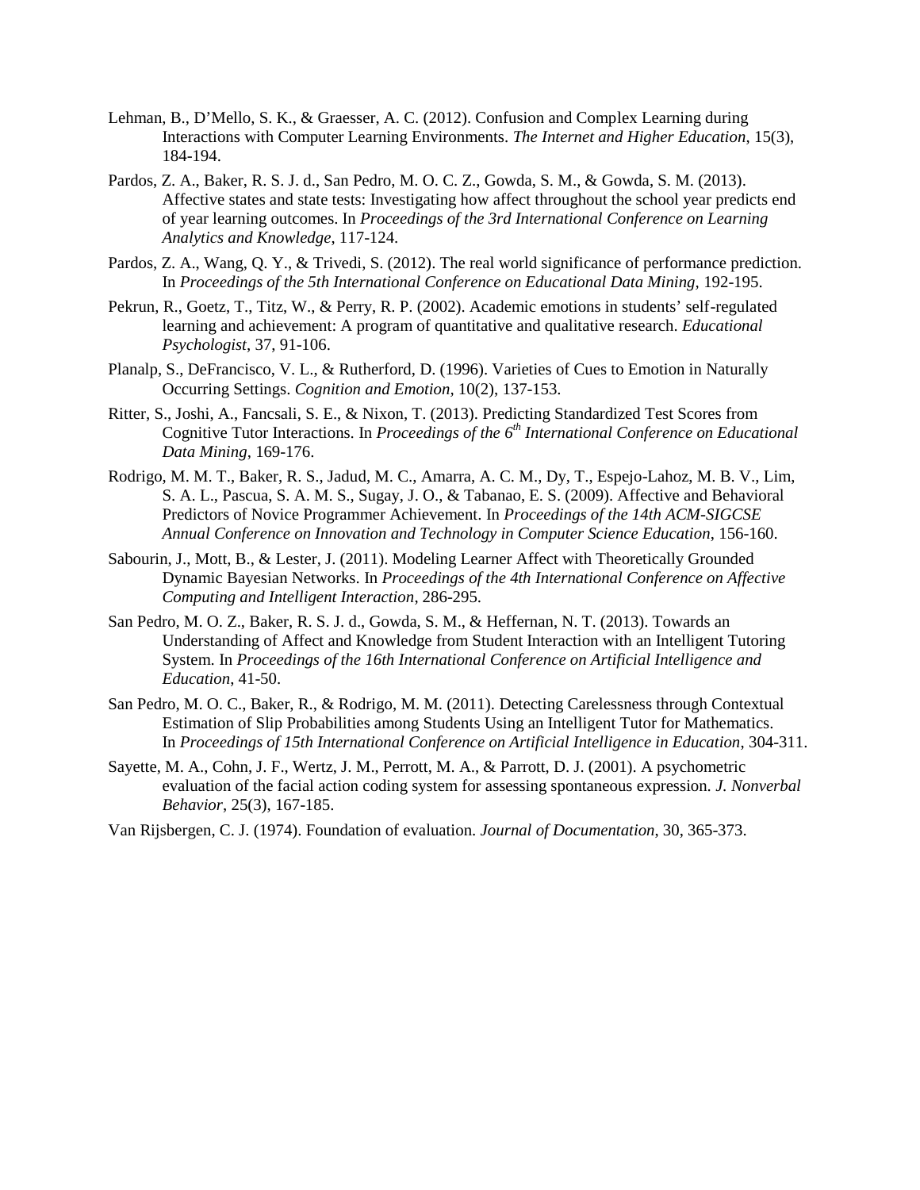Lehman, B., D'Mello, S. K., & Graesser, A. C. (2012). Confusion and Complex Learning during Interactions with Computer Learning Environments. *The Internet and Higher Education*, 15(3), 184-194.

Pardos, Z. A., Baker, R. S. J. d., San Pedro, M. O. C. Z., Gowda, S. M., & Gowda, S. M. (2013). Affective states and state tests: Investigating how affect throughout the school year predicts end of year learning outcomes. In *Proceedings of the 3rd International Conference on Learning Analytics and Knowledge*, 117-124.

Pardos, Z. A., Wang, Q. Y., & Trivedi, S. (2012). The real world significance of performance prediction. In *Proceedings of the 5th International Conference on Educational Data Mining*, 192-195.

Pekrun, R., Goetz, T., Titz, W., & Perry, R. P. (2002). Academic emotions in students' self-regulated learning and achievement: A program of quantitative and qualitative research. *Educational Psychologist*, 37, 91-106.

Planalp, S., DeFrancisco, V. L., & Rutherford, D. (1996). Varieties of Cues to Emotion in Naturally Occurring Settings. *Cognition and Emotion*, 10(2), 137-153.

Ritter, S., Joshi, A., Fancsali, S. E., & Nixon, T. (2013). Predicting Standardized Test Scores from Cognitive Tutor Interactions. In *Proceedings of the 6th International Conference on Educational Data Mining*, 169-176.

Rodrigo, M. M. T., Baker, R. S., Jadud, M. C., Amarra, A. C. M., Dy, T., Espejo-Lahoz, M. B. V., Lim, S. A. L., Pascua, S. A. M. S., Sugay, J. O., & Tabanao, E. S. (2009). Affective and Behavioral Predictors of Novice Programmer Achievement. In *Proceedings of the 14th ACM-SIGCSE Annual Conference on Innovation and Technology in Computer Science Education*, 156-160.

Sabourin, J., Mott, B., & Lester, J. (2011). Modeling Learner Affect with Theoretically Grounded Dynamic Bayesian Networks. In *Proceedings of the 4th International Conference on Affective Computing and Intelligent Interaction*, 286-295.

San Pedro, M. O. Z., Baker, R. S. J. d., Gowda, S. M., & Heffernan, N. T. (2013). Towards an Understanding of Affect and Knowledge from Student Interaction with an Intelligent Tutoring System. In *Proceedings of the 16th International Conference on Artificial Intelligence and Education*, 41-50.

San Pedro, M. O. C., Baker, R., & Rodrigo, M. M. (2011). Detecting Carelessness through Contextual Estimation of Slip Probabilities among Students Using an Intelligent Tutor for Mathematics. In *Proceedings of 15th International Conference on Artificial Intelligence in Education*, 304-311.

Sayette, M. A., Cohn, J. F., Wertz, J. M., Perrott, M. A., & Parrott, D. J. (2001). A psychometric evaluation of the facial action coding system for assessing spontaneous expression. *J. Nonverbal Behavior*, 25(3), 167-185.

Van Rijsbergen, C. J. (1974). Foundation of evaluation. *Journal of Documentation*, 30, 365-373.